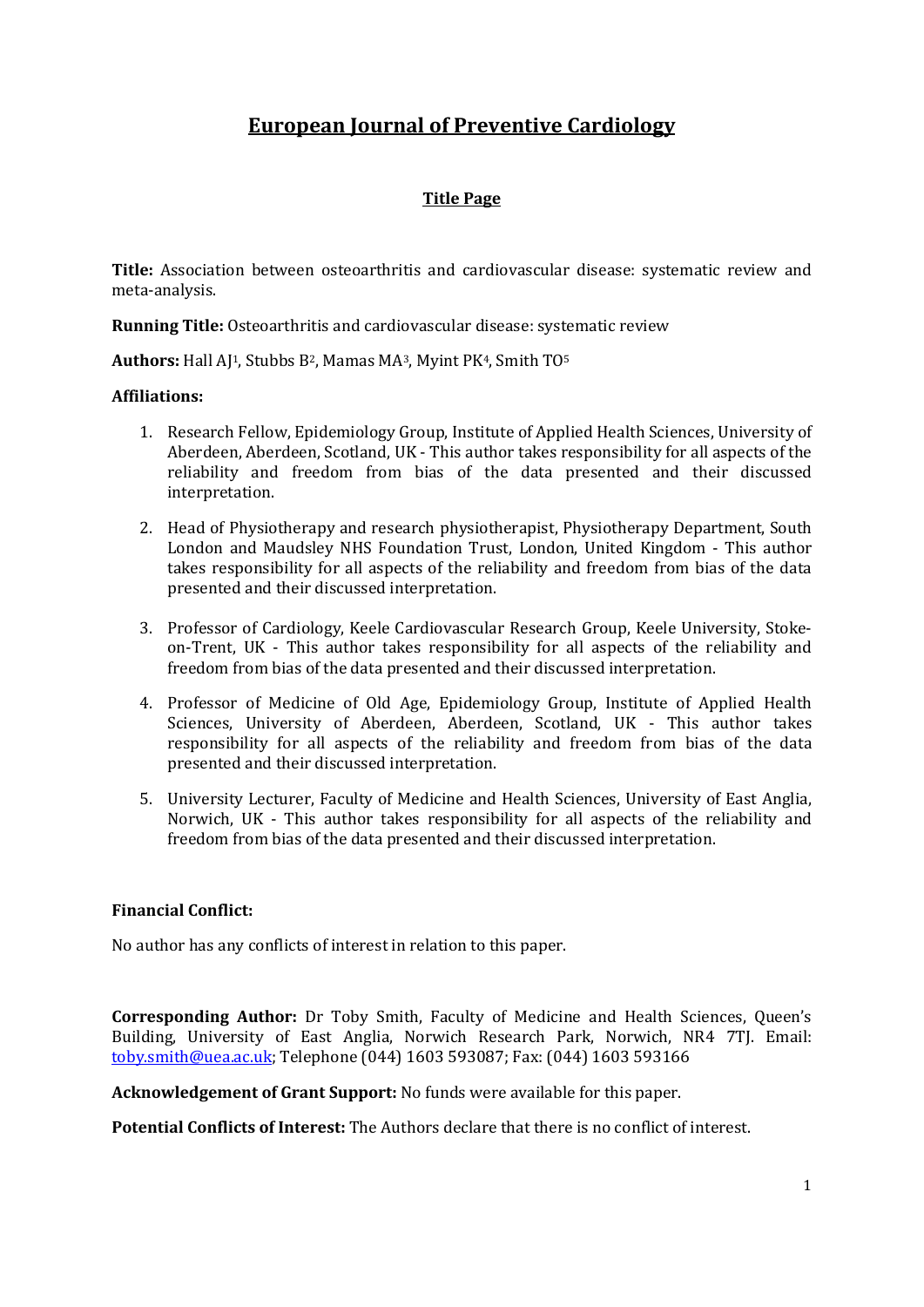# European Journal of Preventive Cardiology

## Title Page

**Title:** Association between osteoarthritis and cardiovascular disease: systematic review and meta-analysis.

**Running Title:** Osteoarthritis and cardiovascular disease: systematic review

**Authors:** Hall AJ[1], Stubbs B[2], Mamas MA[3], Myint PK[4], Smith TO[5]

**Affiliations:**

1. Research Fellow, Epidemiology Group, Institute of Applied Health Sciences, University of Aberdeen, Aberdeen, Scotland, UK - This author takes responsibility for all aspects of the reliability and freedom from bias of the data presented and their discussed interpretation.

2. Head of Physiotherapy and research physiotherapist, Physiotherapy Department, South London and Maudsley NHS Foundation Trust, London, United Kingdom - This author takes responsibility for all aspects of the reliability and freedom from bias of the data presented and their discussed interpretation.

3. Professor of Cardiology, Keele Cardiovascular Research Group, Keele University, Stoke-on-Trent, UK - This author takes responsibility for all aspects of the reliability and freedom from bias of the data presented and their discussed interpretation.

4. Professor of Medicine of Old Age, Epidemiology Group, Institute of Applied Health Sciences, University of Aberdeen, Aberdeen, Scotland, UK - This author takes responsibility for all aspects of the reliability and freedom from bias of the data presented and their discussed interpretation.

5. University Lecturer, Faculty of Medicine and Health Sciences, University of East Anglia, Norwich, UK - This author takes responsibility for all aspects of the reliability and freedom from bias of the data presented and their discussed interpretation.

**Financial Conflict:**

No author has any conflicts of interest in relation to this paper.

**Corresponding Author:** Dr Toby Smith, Faculty of Medicine and Health Sciences, Queen's Building, University of East Anglia, Norwich Research Park, Norwich, NR4 7TJ. Email: toby.smith@uea.ac.uk; Telephone (044) 1603 593087; Fax: (044) 1603 593166

**Acknowledgement of Grant Support:** No funds were available for this paper.

**Potential Conflicts of Interest:** The Authors declare that there is no conflict of interest.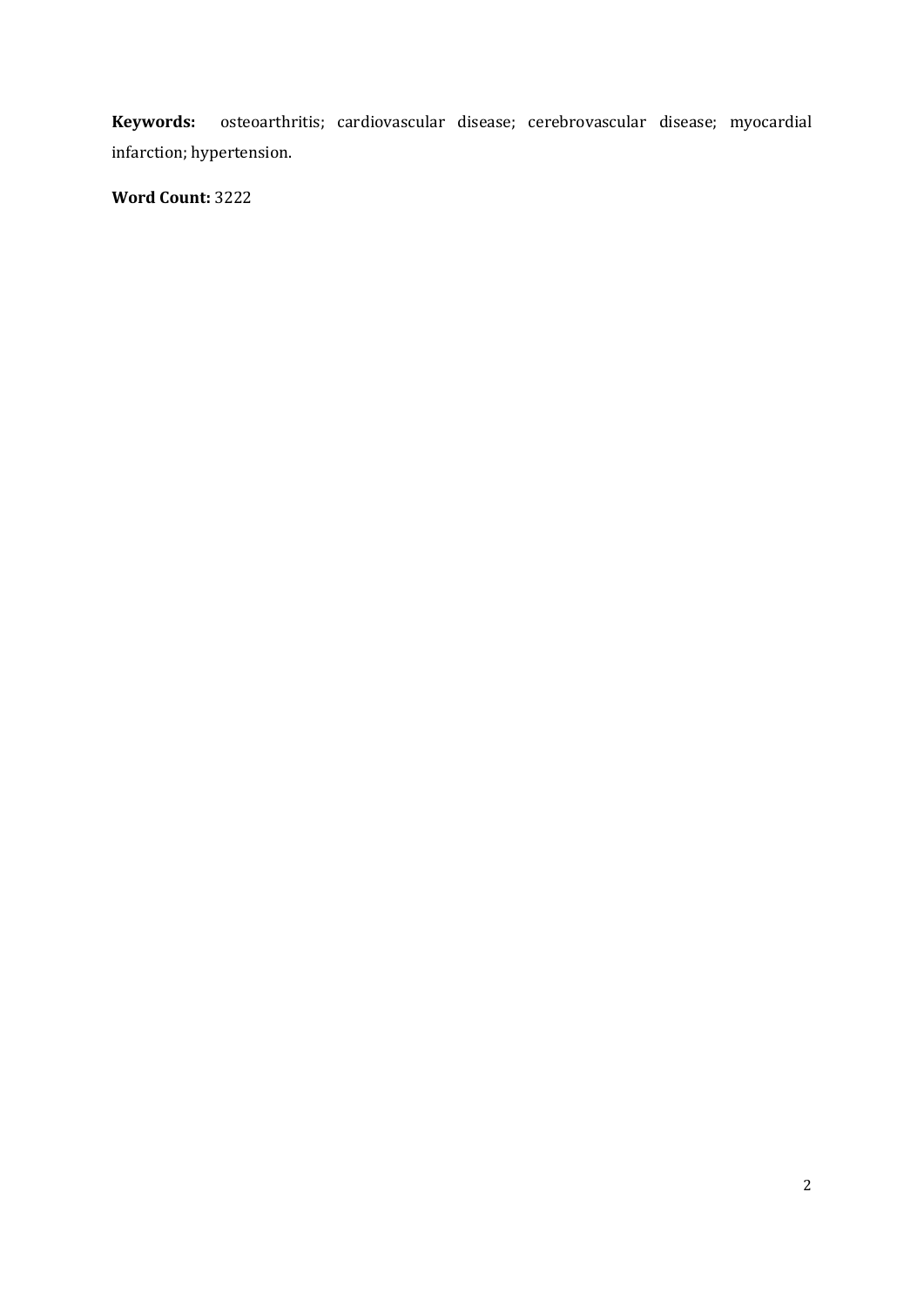**Keywords:** osteoarthritis; cardiovascular disease; cerebrovascular disease; myocardial infarction; hypertension.

**Word Count:** 3222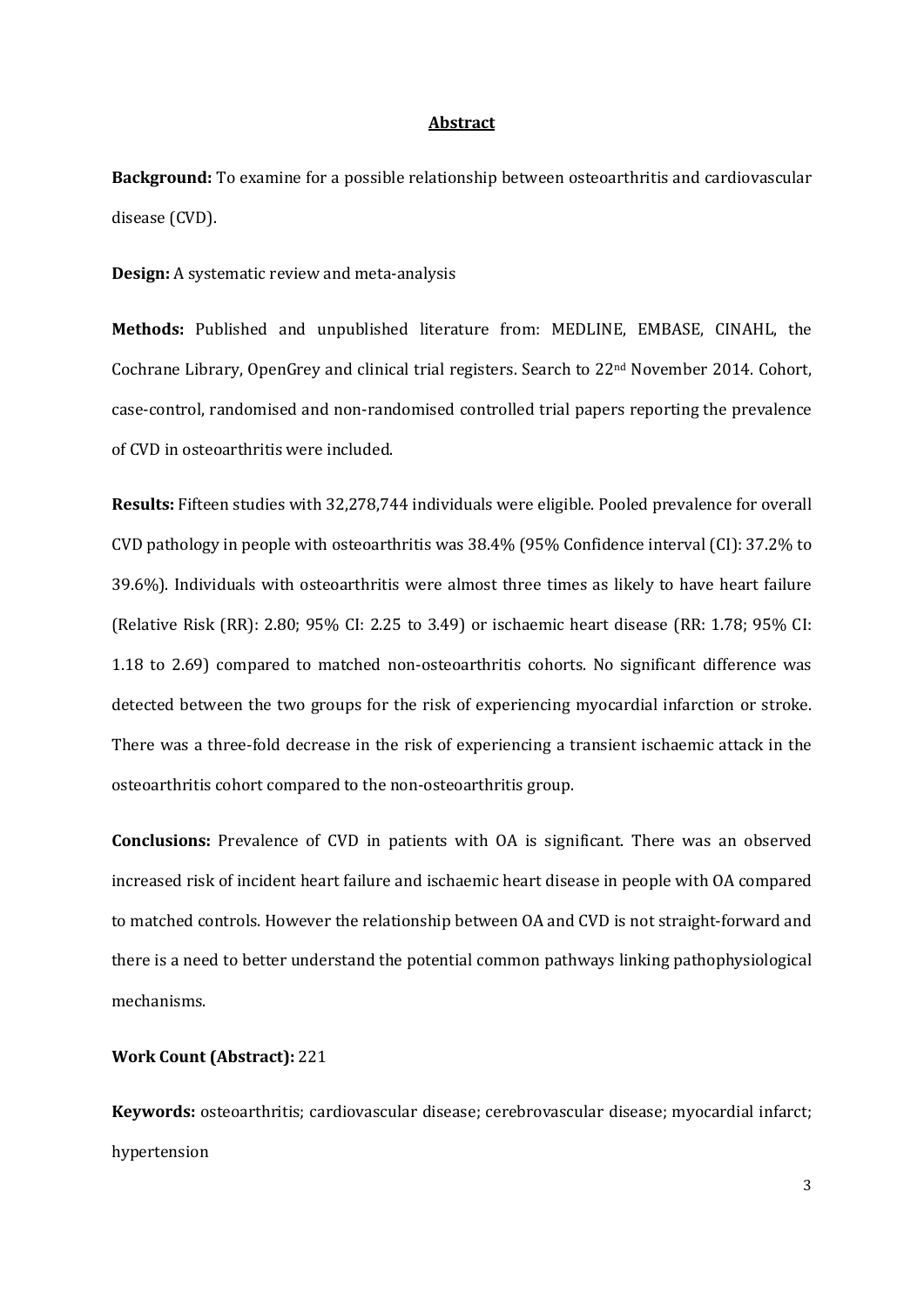## Abstract

**Background:** To examine for a possible relationship between osteoarthritis and cardiovascular disease (CVD).

**Design:** A systematic review and meta-analysis

**Methods:** Published and unpublished literature from: MEDLINE, EMBASE, CINAHL, the Cochrane Library, OpenGrey and clinical trial registers. Search to 22nd November 2014. Cohort, case-control, randomised and non-randomised controlled trial papers reporting the prevalence of CVD in osteoarthritis were included.

**Results:** Fifteen studies with 32,278,744 individuals were eligible. Pooled prevalence for overall CVD pathology in people with osteoarthritis was 38.4% (95% Confidence interval (CI): 37.2% to 39.6%). Individuals with osteoarthritis were almost three times as likely to have heart failure (Relative Risk (RR): 2.80; 95% CI: 2.25 to 3.49) or ischaemic heart disease (RR: 1.78; 95% CI: 1.18 to 2.69) compared to matched non-osteoarthritis cohorts. No significant difference was detected between the two groups for the risk of experiencing myocardial infarction or stroke. There was a three-fold decrease in the risk of experiencing a transient ischaemic attack in the osteoarthritis cohort compared to the non-osteoarthritis group.

**Conclusions:** Prevalence of CVD in patients with OA is significant. There was an observed increased risk of incident heart failure and ischaemic heart disease in people with OA compared to matched controls. However the relationship between OA and CVD is not straight-forward and there is a need to better understand the potential common pathways linking pathophysiological mechanisms.

**Work Count (Abstract):** 221

**Keywords:** osteoarthritis; cardiovascular disease; cerebrovascular disease; myocardial infarct; hypertension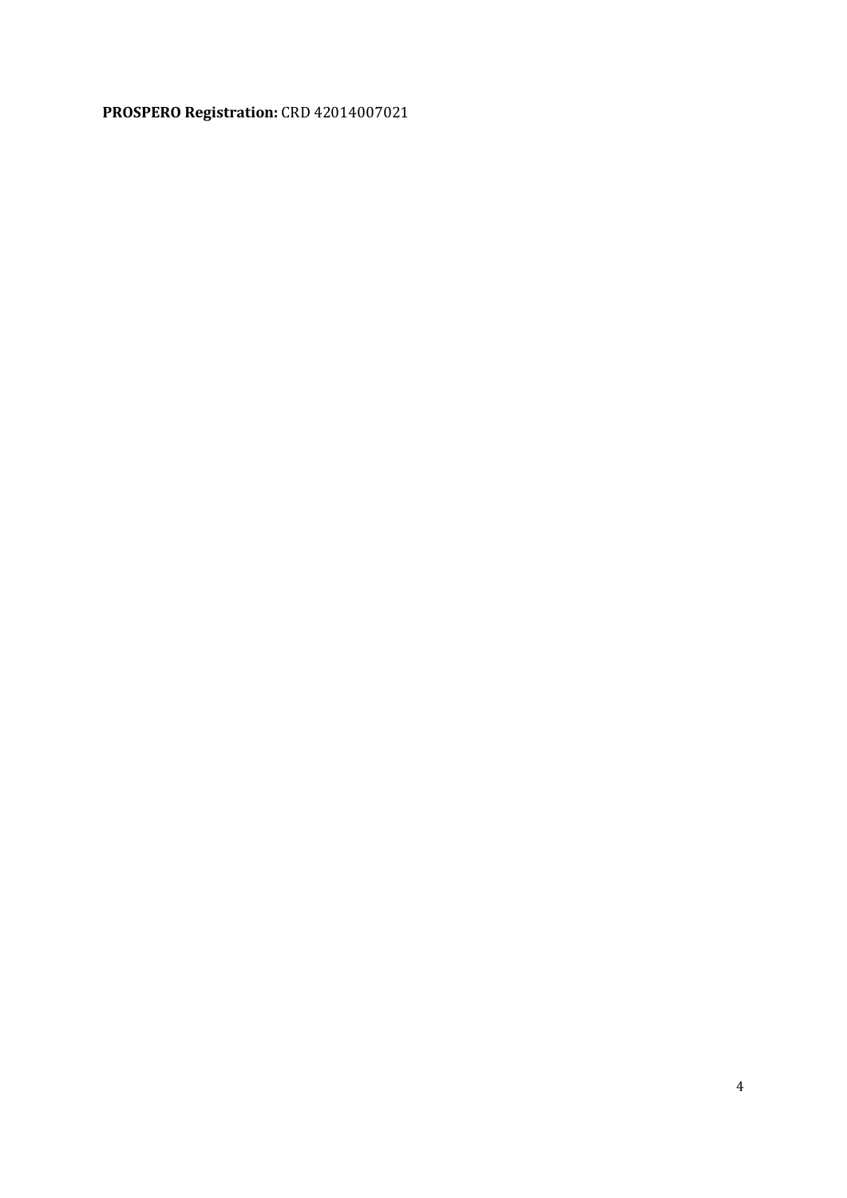**PROSPERO Registration:** CRD 42014007021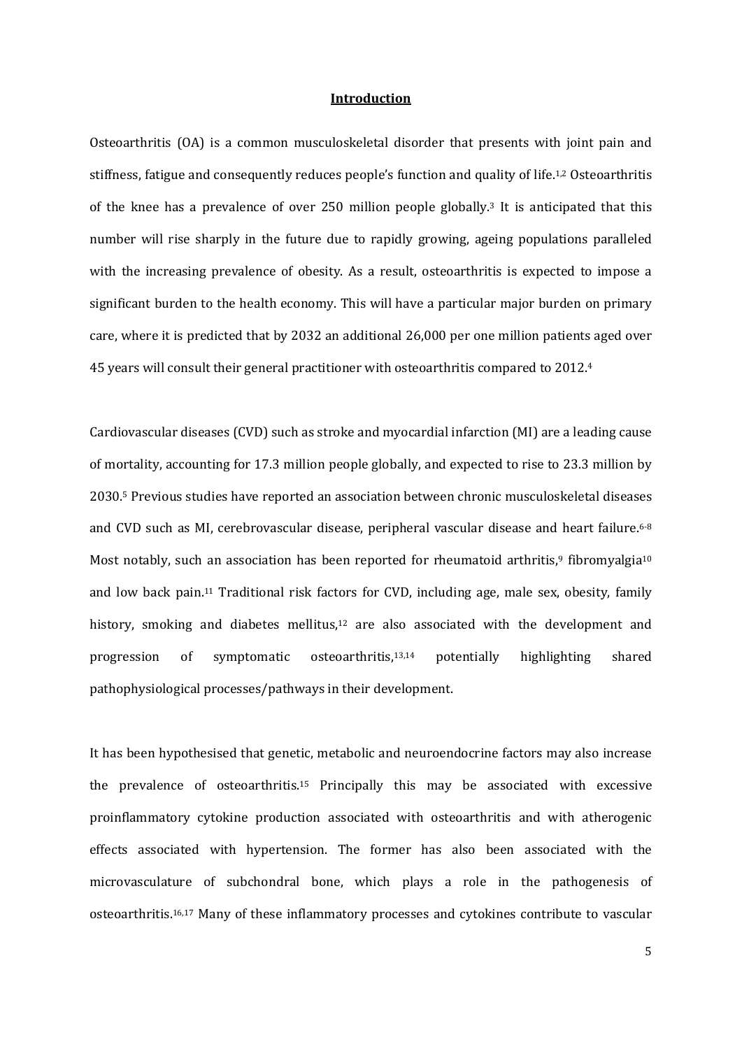## Introduction

Osteoarthritis (OA) is a common musculoskeletal disorder that presents with joint pain and stiffness, fatigue and consequently reduces people's function and quality of life.[1,2] Osteoarthritis of the knee has a prevalence of over 250 million people globally.[3] It is anticipated that this number will rise sharply in the future due to rapidly growing, ageing populations paralleled with the increasing prevalence of obesity. As a result, osteoarthritis is expected to impose a significant burden to the health economy. This will have a particular major burden on primary care, where it is predicted that by 2032 an additional 26,000 per one million patients aged over 45 years will consult their general practitioner with osteoarthritis compared to 2012.[4]

Cardiovascular diseases (CVD) such as stroke and myocardial infarction (MI) are a leading cause of mortality, accounting for 17.3 million people globally, and expected to rise to 23.3 million by 2030.[5] Previous studies have reported an association between chronic musculoskeletal diseases and CVD such as MI, cerebrovascular disease, peripheral vascular disease and heart failure.[6-8] Most notably, such an association has been reported for rheumatoid arthritis,[9] fibromyalgia[10] and low back pain.[11] Traditional risk factors for CVD, including age, male sex, obesity, family history, smoking and diabetes mellitus,[12] are also associated with the development and progression of symptomatic osteoarthritis,[13,14] potentially highlighting shared pathophysiological processes/pathways in their development.

It has been hypothesised that genetic, metabolic and neuroendocrine factors may also increase the prevalence of osteoarthritis.[15] Principally this may be associated with excessive proinflammatory cytokine production associated with osteoarthritis and with atherogenic effects associated with hypertension. The former has also been associated with the microvasculature of subchondral bone, which plays a role in the pathogenesis of osteoarthritis.[16,17] Many of these inflammatory processes and cytokines contribute to vascular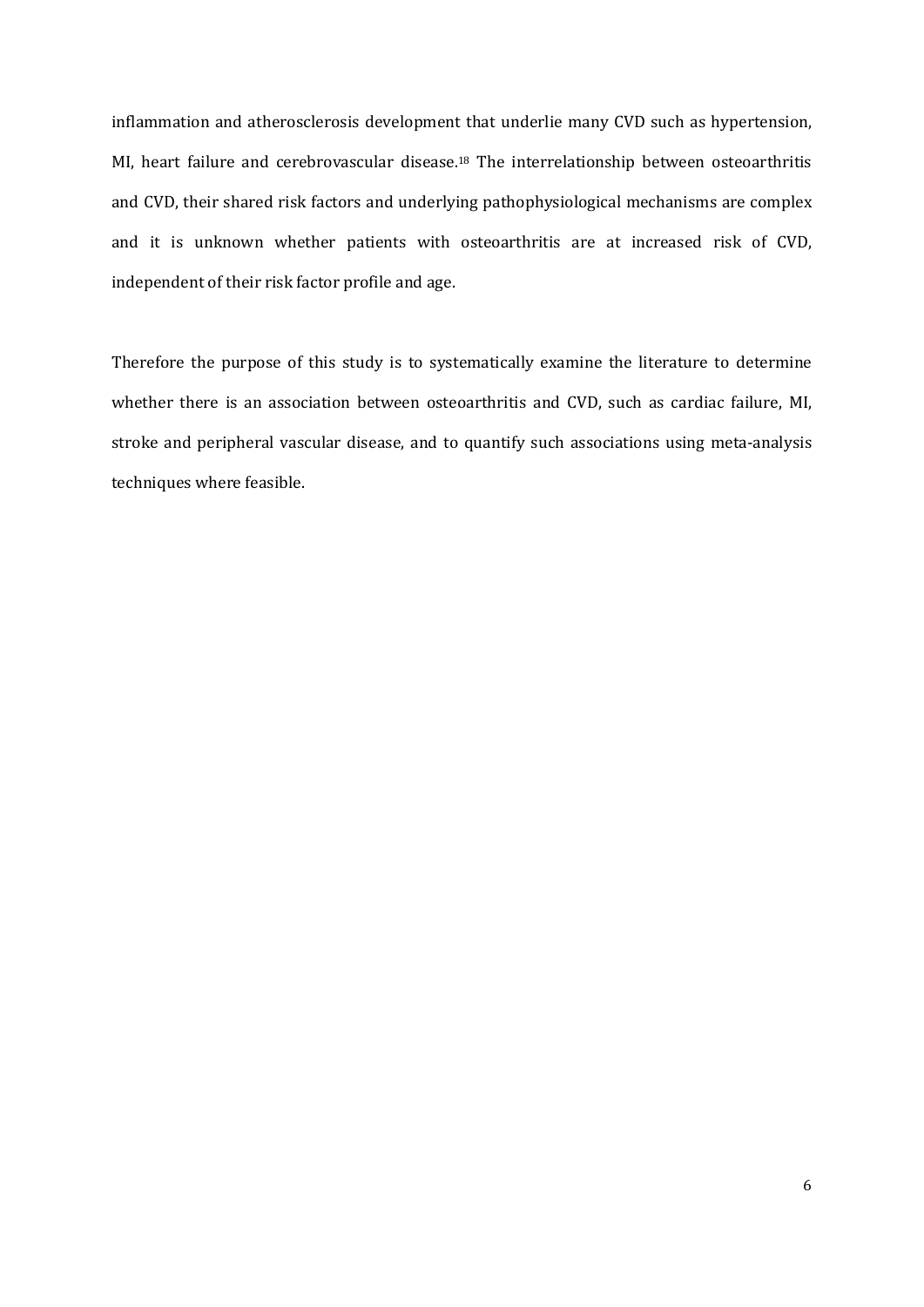inflammation and atherosclerosis development that underlie many CVD such as hypertension, MI, heart failure and cerebrovascular disease.[18] The interrelationship between osteoarthritis and CVD, their shared risk factors and underlying pathophysiological mechanisms are complex and it is unknown whether patients with osteoarthritis are at increased risk of CVD, independent of their risk factor profile and age.

Therefore the purpose of this study is to systematically examine the literature to determine whether there is an association between osteoarthritis and CVD, such as cardiac failure, MI, stroke and peripheral vascular disease, and to quantify such associations using meta-analysis techniques where feasible.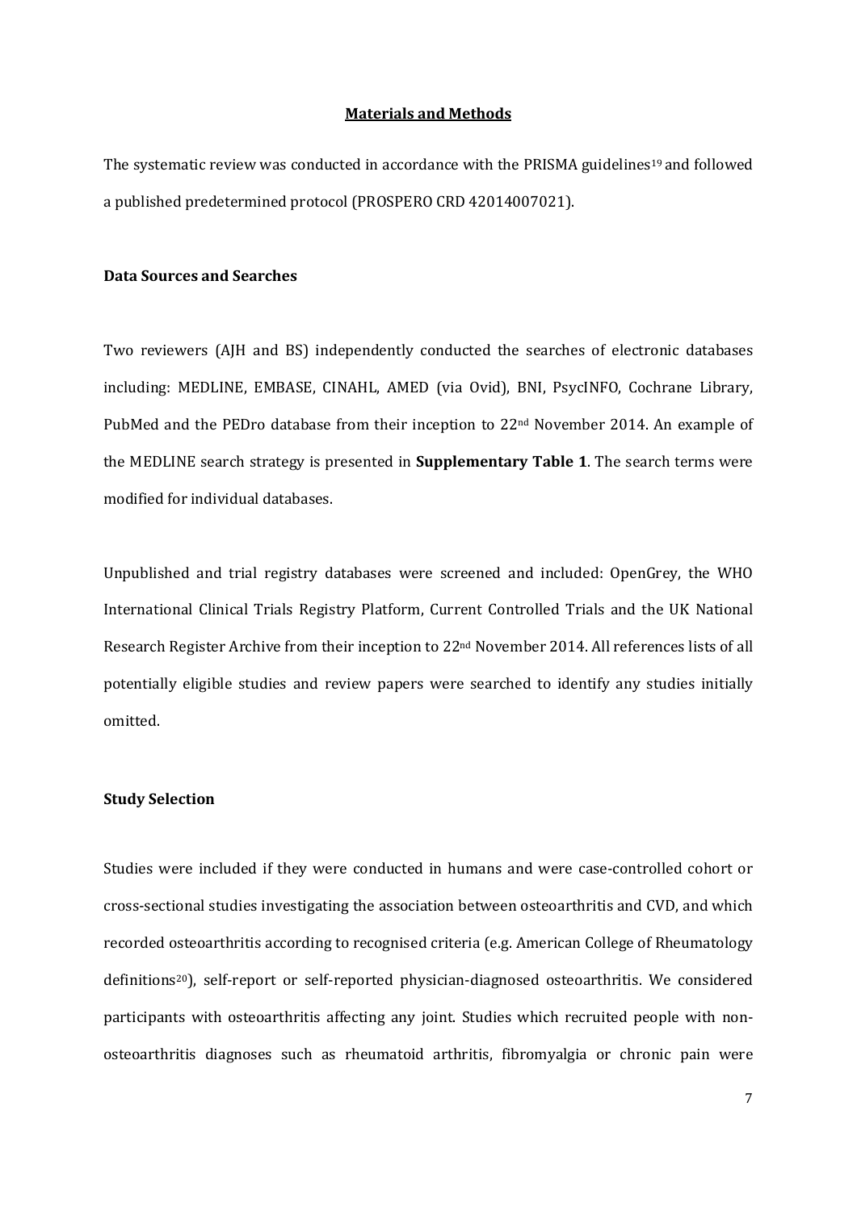## Materials and Methods

The systematic review was conducted in accordance with the PRISMA guidelines[19] and followed a published predetermined protocol (PROSPERO CRD 42014007021).

### Data Sources and Searches

Two reviewers (AJH and BS) independently conducted the searches of electronic databases including: MEDLINE, EMBASE, CINAHL, AMED (via Ovid), BNI, PsycINFO, Cochrane Library, PubMed and the PEDro database from their inception to 22nd November 2014. An example of the MEDLINE search strategy is presented in **Supplementary Table 1**. The search terms were modified for individual databases.

Unpublished and trial registry databases were screened and included: OpenGrey, the WHO International Clinical Trials Registry Platform, Current Controlled Trials and the UK National Research Register Archive from their inception to 22nd November 2014. All references lists of all potentially eligible studies and review papers were searched to identify any studies initially omitted.

### Study Selection

Studies were included if they were conducted in humans and were case-controlled cohort or cross-sectional studies investigating the association between osteoarthritis and CVD, and which recorded osteoarthritis according to recognised criteria (e.g. American College of Rheumatology definitions[20]), self-report or self-reported physician-diagnosed osteoarthritis. We considered participants with osteoarthritis affecting any joint. Studies which recruited people with non-osteoarthritis diagnoses such as rheumatoid arthritis, fibromyalgia or chronic pain were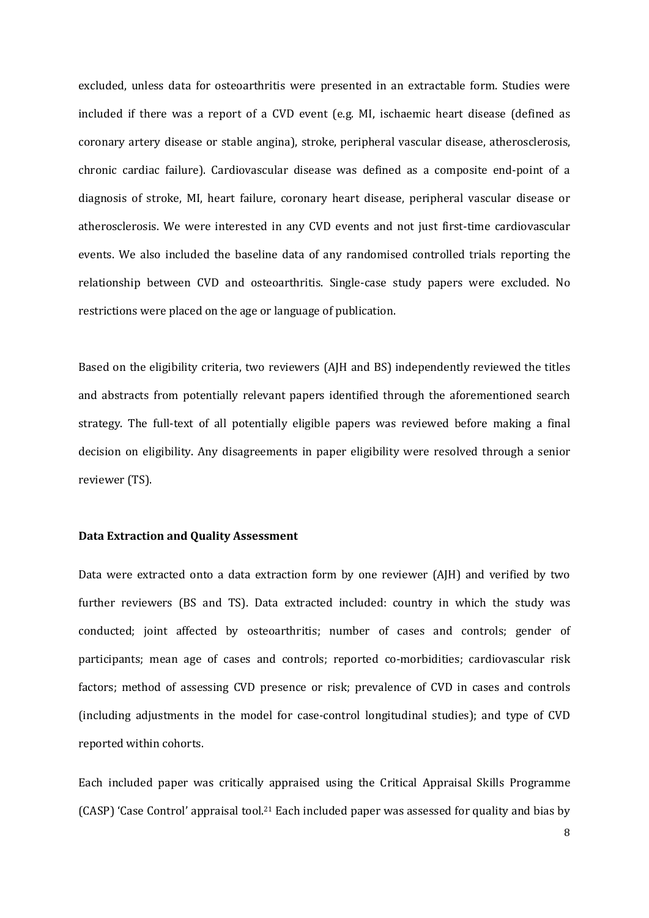excluded, unless data for osteoarthritis were presented in an extractable form. Studies were included if there was a report of a CVD event (e.g. MI, ischaemic heart disease (defined as coronary artery disease or stable angina), stroke, peripheral vascular disease, atherosclerosis, chronic cardiac failure). Cardiovascular disease was defined as a composite end-point of a diagnosis of stroke, MI, heart failure, coronary heart disease, peripheral vascular disease or atherosclerosis. We were interested in any CVD events and not just first-time cardiovascular events. We also included the baseline data of any randomised controlled trials reporting the relationship between CVD and osteoarthritis. Single-case study papers were excluded. No restrictions were placed on the age or language of publication.

Based on the eligibility criteria, two reviewers (AJH and BS) independently reviewed the titles and abstracts from potentially relevant papers identified through the aforementioned search strategy. The full-text of all potentially eligible papers was reviewed before making a final decision on eligibility. Any disagreements in paper eligibility were resolved through a senior reviewer (TS).

**Data Extraction and Quality Assessment**

Data were extracted onto a data extraction form by one reviewer (AJH) and verified by two further reviewers (BS and TS). Data extracted included: country in which the study was conducted; joint affected by osteoarthritis; number of cases and controls; gender of participants; mean age of cases and controls; reported co-morbidities; cardiovascular risk factors; method of assessing CVD presence or risk; prevalence of CVD in cases and controls (including adjustments in the model for case-control longitudinal studies); and type of CVD reported within cohorts.

Each included paper was critically appraised using the Critical Appraisal Skills Programme (CASP) 'Case Control' appraisal tool.[21] Each included paper was assessed for quality and bias by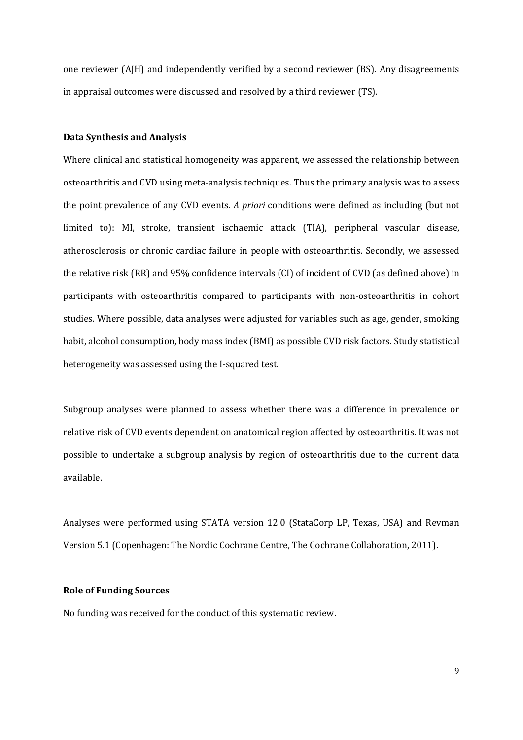one reviewer (AJH) and independently verified by a second reviewer (BS). Any disagreements in appraisal outcomes were discussed and resolved by a third reviewer (TS).

**Data Synthesis and Analysis**

Where clinical and statistical homogeneity was apparent, we assessed the relationship between osteoarthritis and CVD using meta-analysis techniques. Thus the primary analysis was to assess the point prevalence of any CVD events. *A priori* conditions were defined as including (but not limited to): MI, stroke, transient ischaemic attack (TIA), peripheral vascular disease, atherosclerosis or chronic cardiac failure in people with osteoarthritis. Secondly, we assessed the relative risk (RR) and 95% confidence intervals (CI) of incident of CVD (as defined above) in participants with osteoarthritis compared to participants with non-osteoarthritis in cohort studies. Where possible, data analyses were adjusted for variables such as age, gender, smoking habit, alcohol consumption, body mass index (BMI) as possible CVD risk factors. Study statistical heterogeneity was assessed using the I-squared test.

Subgroup analyses were planned to assess whether there was a difference in prevalence or relative risk of CVD events dependent on anatomical region affected by osteoarthritis. It was not possible to undertake a subgroup analysis by region of osteoarthritis due to the current data available.

Analyses were performed using STATA version 12.0 (StataCorp LP, Texas, USA) and Revman Version 5.1 (Copenhagen: The Nordic Cochrane Centre, The Cochrane Collaboration, 2011).

**Role of Funding Sources**

No funding was received for the conduct of this systematic review.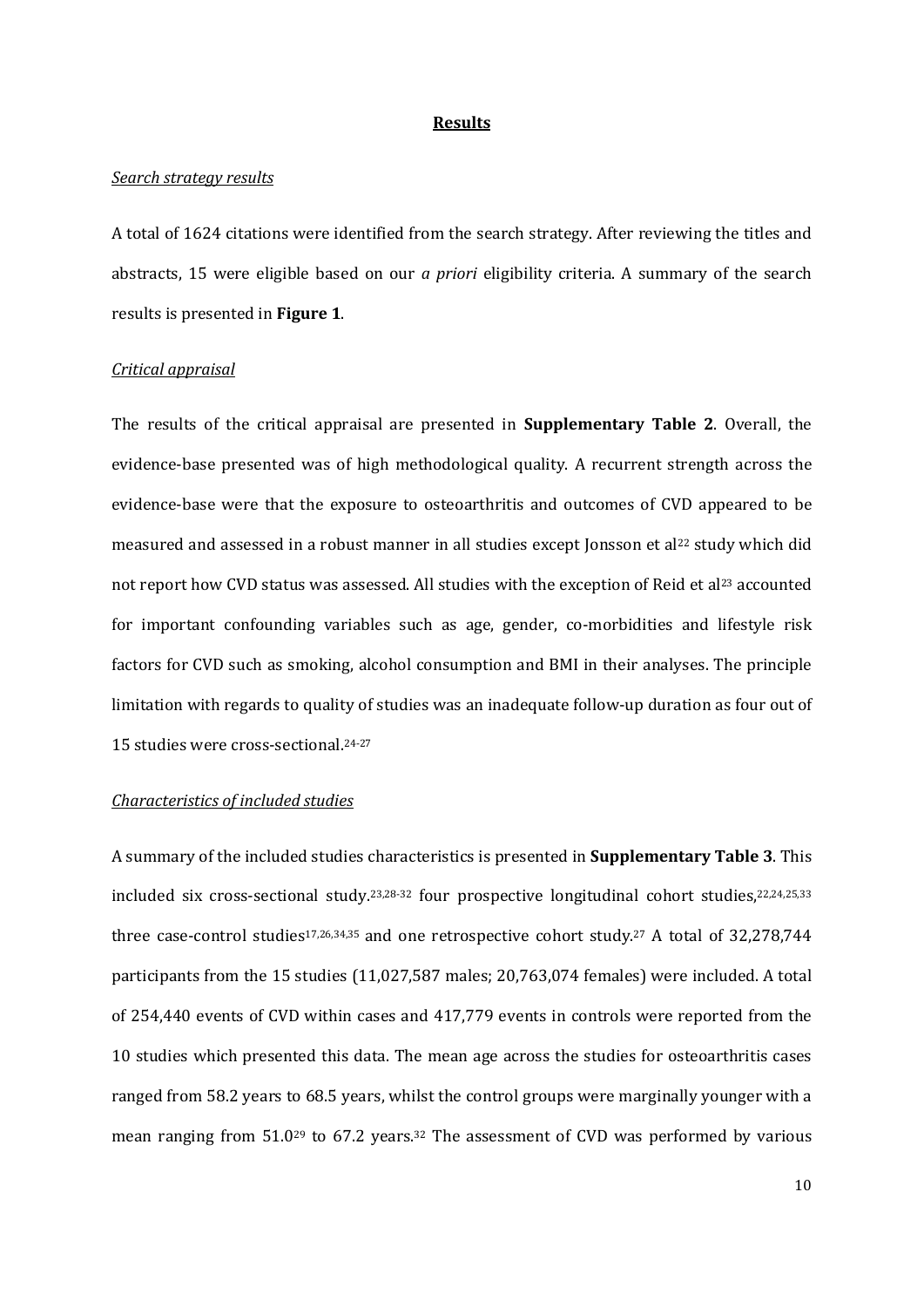## **Results**

### *Search strategy results*

A total of 1624 citations were identified from the search strategy. After reviewing the titles and abstracts, 15 were eligible based on our *a priori* eligibility criteria. A summary of the search results is presented in **Figure 1**.

### *Critical appraisal*

The results of the critical appraisal are presented in **Supplementary Table 2**. Overall, the evidence-base presented was of high methodological quality. A recurrent strength across the evidence-base were that the exposure to osteoarthritis and outcomes of CVD appeared to be measured and assessed in a robust manner in all studies except Jonsson et al[22] study which did not report how CVD status was assessed. All studies with the exception of Reid et al[23] accounted for important confounding variables such as age, gender, co-morbidities and lifestyle risk factors for CVD such as smoking, alcohol consumption and BMI in their analyses. The principle limitation with regards to quality of studies was an inadequate follow-up duration as four out of 15 studies were cross-sectional.[24-27]

### *Characteristics of included studies*

A summary of the included studies characteristics is presented in **Supplementary Table 3**. This included six cross-sectional study.[23,28-32] four prospective longitudinal cohort studies,[22,24,25,33] three case-control studies[17,26,34,35] and one retrospective cohort study.[27] A total of 32,278,744 participants from the 15 studies (11,027,587 males; 20,763,074 females) were included. A total of 254,440 events of CVD within cases and 417,779 events in controls were reported from the 10 studies which presented this data. The mean age across the studies for osteoarthritis cases ranged from 58.2 years to 68.5 years, whilst the control groups were marginally younger with a mean ranging from 51.0[29] to 67.2 years.[32] The assessment of CVD was performed by various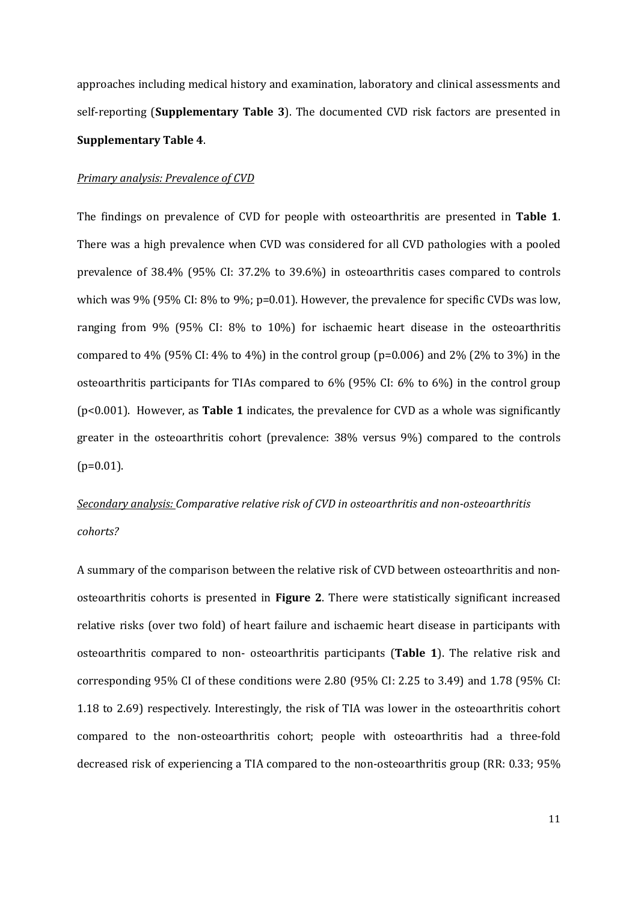approaches including medical history and examination, laboratory and clinical assessments and self-reporting (**Supplementary Table 3**). The documented CVD risk factors are presented in **Supplementary Table 4**.

*Primary analysis: Prevalence of CVD*

The findings on prevalence of CVD for people with osteoarthritis are presented in **Table 1**. There was a high prevalence when CVD was considered for all CVD pathologies with a pooled prevalence of 38.4% (95% CI: 37.2% to 39.6%) in osteoarthritis cases compared to controls which was 9% (95% CI: 8% to 9%; p=0.01). However, the prevalence for specific CVDs was low, ranging from 9% (95% CI: 8% to 10%) for ischaemic heart disease in the osteoarthritis compared to 4% (95% CI: 4% to 4%) in the control group (p=0.006) and 2% (2% to 3%) in the osteoarthritis participants for TIAs compared to 6% (95% CI: 6% to 6%) in the control group (p<0.001). However, as **Table 1** indicates, the prevalence for CVD as a whole was significantly greater in the osteoarthritis cohort (prevalence: 38% versus 9%) compared to the controls (p=0.01).

*Secondary analysis: Comparative relative risk of CVD in osteoarthritis and non-osteoarthritis cohorts?*

A summary of the comparison between the relative risk of CVD between osteoarthritis and non-osteoarthritis cohorts is presented in **Figure 2**. There were statistically significant increased relative risks (over two fold) of heart failure and ischaemic heart disease in participants with osteoarthritis compared to non- osteoarthritis participants (**Table 1**). The relative risk and corresponding 95% CI of these conditions were 2.80 (95% CI: 2.25 to 3.49) and 1.78 (95% CI: 1.18 to 2.69) respectively. Interestingly, the risk of TIA was lower in the osteoarthritis cohort compared to the non-osteoarthritis cohort; people with osteoarthritis had a three-fold decreased risk of experiencing a TIA compared to the non-osteoarthritis group (RR: 0.33; 95%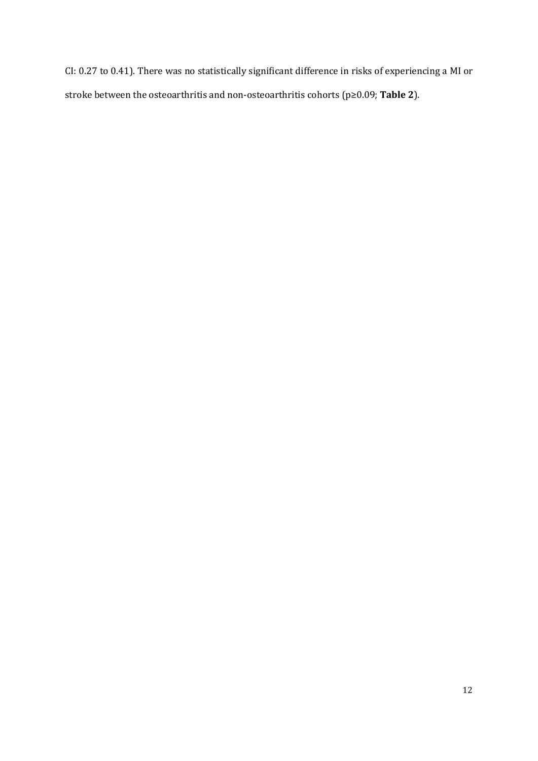CI: 0.27 to 0.41). There was no statistically significant difference in risks of experiencing a MI or stroke between the osteoarthritis and non-osteoarthritis cohorts ($p \geq 0.09$; **Table 2**).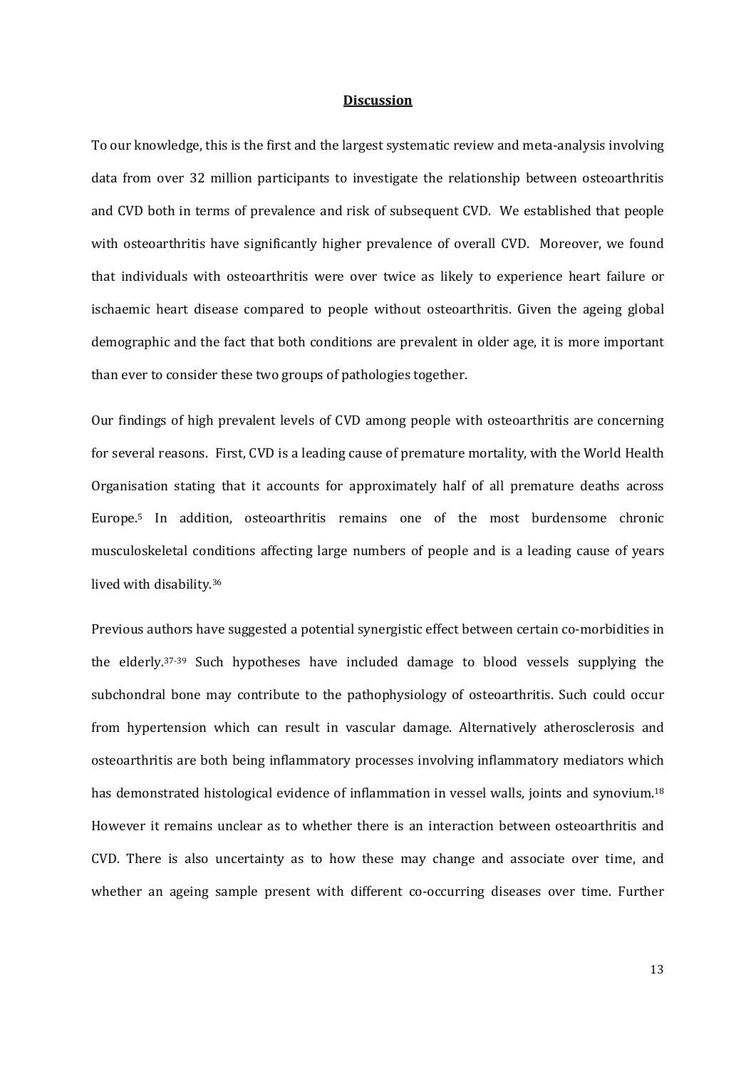## Discussion

To our knowledge, this is the first and the largest systematic review and meta-analysis involving data from over 32 million participants to investigate the relationship between osteoarthritis and CVD both in terms of prevalence and risk of subsequent CVD. We established that people with osteoarthritis have significantly higher prevalence of overall CVD. Moreover, we found that individuals with osteoarthritis were over twice as likely to experience heart failure or ischaemic heart disease compared to people without osteoarthritis. Given the ageing global demographic and the fact that both conditions are prevalent in older age, it is more important than ever to consider these two groups of pathologies together.

Our findings of high prevalent levels of CVD among people with osteoarthritis are concerning for several reasons. First, CVD is a leading cause of premature mortality, with the World Health Organisation stating that it accounts for approximately half of all premature deaths across Europe.[5] In addition, osteoarthritis remains one of the most burdensome chronic musculoskeletal conditions affecting large numbers of people and is a leading cause of years lived with disability.[36]

Previous authors have suggested a potential synergistic effect between certain co-morbidities in the elderly.[37-39] Such hypotheses have included damage to blood vessels supplying the subchondral bone may contribute to the pathophysiology of osteoarthritis. Such could occur from hypertension which can result in vascular damage. Alternatively atherosclerosis and osteoarthritis are both being inflammatory processes involving inflammatory mediators which has demonstrated histological evidence of inflammation in vessel walls, joints and synovium.[18] However it remains unclear as to whether there is an interaction between osteoarthritis and CVD. There is also uncertainty as to how these may change and associate over time, and whether an ageing sample present with different co-occurring diseases over time. Further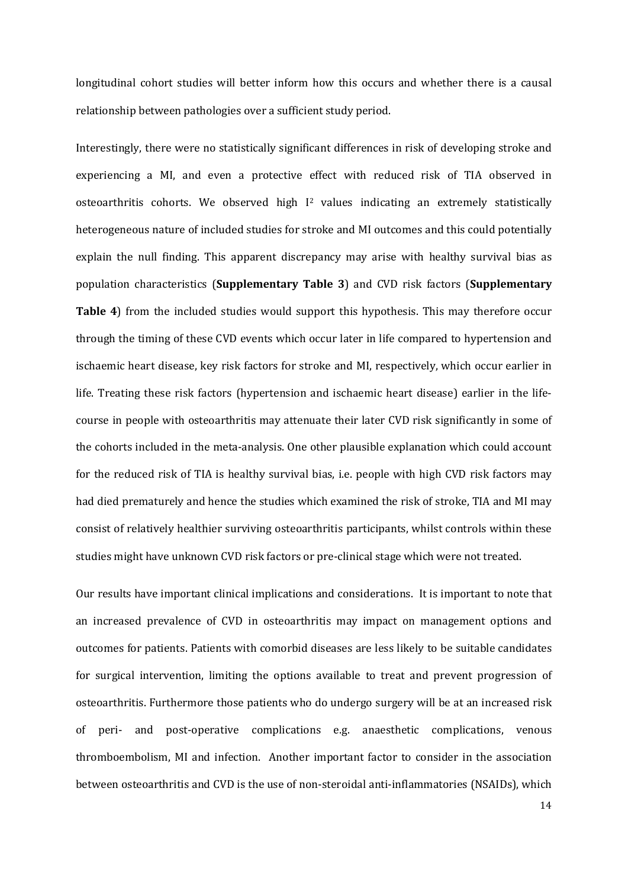longitudinal cohort studies will better inform how this occurs and whether there is a causal relationship between pathologies over a sufficient study period.

Interestingly, there were no statistically significant differences in risk of developing stroke and experiencing a MI, and even a protective effect with reduced risk of TIA observed in osteoarthritis cohorts. We observed high $I^2$ values indicating an extremely statistically heterogeneous nature of included studies for stroke and MI outcomes and this could potentially explain the null finding. This apparent discrepancy may arise with healthy survival bias as population characteristics (**Supplementary Table 3**) and CVD risk factors (**Supplementary Table 4**) from the included studies would support this hypothesis. This may therefore occur through the timing of these CVD events which occur later in life compared to hypertension and ischaemic heart disease, key risk factors for stroke and MI, respectively, which occur earlier in life. Treating these risk factors (hypertension and ischaemic heart disease) earlier in the life-course in people with osteoarthritis may attenuate their later CVD risk significantly in some of the cohorts included in the meta-analysis. One other plausible explanation which could account for the reduced risk of TIA is healthy survival bias, i.e. people with high CVD risk factors may had died prematurely and hence the studies which examined the risk of stroke, TIA and MI may consist of relatively healthier surviving osteoarthritis participants, whilst controls within these studies might have unknown CVD risk factors or pre-clinical stage which were not treated.

Our results have important clinical implications and considerations. It is important to note that an increased prevalence of CVD in osteoarthritis may impact on management options and outcomes for patients. Patients with comorbid diseases are less likely to be suitable candidates for surgical intervention, limiting the options available to treat and prevent progression of osteoarthritis. Furthermore those patients who do undergo surgery will be at an increased risk of peri- and post-operative complications e.g. anaesthetic complications, venous thromboembolism, MI and infection. Another important factor to consider in the association between osteoarthritis and CVD is the use of non-steroidal anti-inflammatories (NSAIDs), which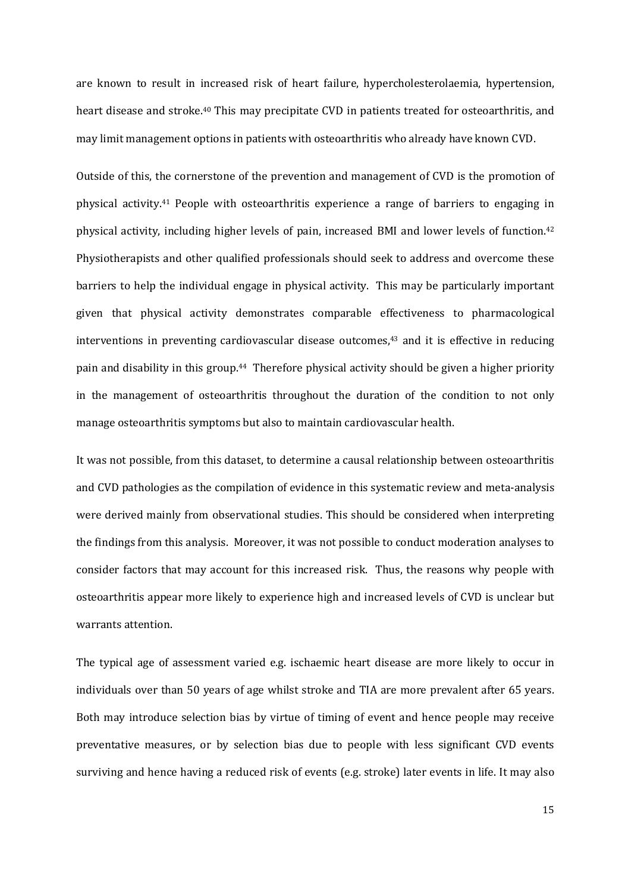are known to result in increased risk of heart failure, hypercholesterolaemia, hypertension, heart disease and stroke.[40] This may precipitate CVD in patients treated for osteoarthritis, and may limit management options in patients with osteoarthritis who already have known CVD.

Outside of this, the cornerstone of the prevention and management of CVD is the promotion of physical activity.[41] People with osteoarthritis experience a range of barriers to engaging in physical activity, including higher levels of pain, increased BMI and lower levels of function.[42] Physiotherapists and other qualified professionals should seek to address and overcome these barriers to help the individual engage in physical activity. This may be particularly important given that physical activity demonstrates comparable effectiveness to pharmacological interventions in preventing cardiovascular disease outcomes,[43] and it is effective in reducing pain and disability in this group.[44] Therefore physical activity should be given a higher priority in the management of osteoarthritis throughout the duration of the condition to not only manage osteoarthritis symptoms but also to maintain cardiovascular health.

It was not possible, from this dataset, to determine a causal relationship between osteoarthritis and CVD pathologies as the compilation of evidence in this systematic review and meta-analysis were derived mainly from observational studies. This should be considered when interpreting the findings from this analysis. Moreover, it was not possible to conduct moderation analyses to consider factors that may account for this increased risk. Thus, the reasons why people with osteoarthritis appear more likely to experience high and increased levels of CVD is unclear but warrants attention.

The typical age of assessment varied e.g. ischaemic heart disease are more likely to occur in individuals over than 50 years of age whilst stroke and TIA are more prevalent after 65 years. Both may introduce selection bias by virtue of timing of event and hence people may receive preventative measures, or by selection bias due to people with less significant CVD events surviving and hence having a reduced risk of events (e.g. stroke) later events in life. It may also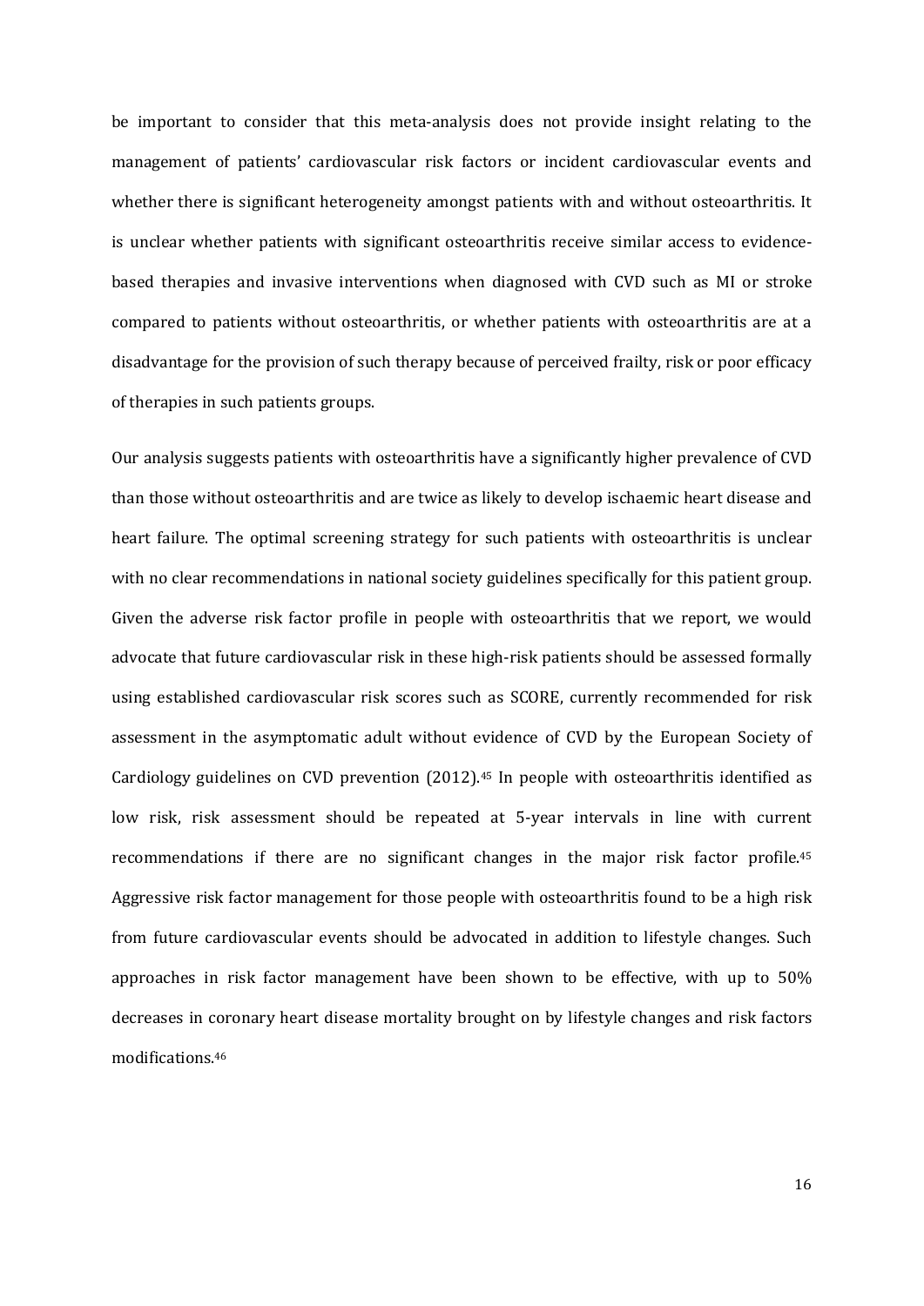be important to consider that this meta-analysis does not provide insight relating to the management of patients' cardiovascular risk factors or incident cardiovascular events and whether there is significant heterogeneity amongst patients with and without osteoarthritis. It is unclear whether patients with significant osteoarthritis receive similar access to evidence-based therapies and invasive interventions when diagnosed with CVD such as MI or stroke compared to patients without osteoarthritis, or whether patients with osteoarthritis are at a disadvantage for the provision of such therapy because of perceived frailty, risk or poor efficacy of therapies in such patients groups.

Our analysis suggests patients with osteoarthritis have a significantly higher prevalence of CVD than those without osteoarthritis and are twice as likely to develop ischaemic heart disease and heart failure. The optimal screening strategy for such patients with osteoarthritis is unclear with no clear recommendations in national society guidelines specifically for this patient group. Given the adverse risk factor profile in people with osteoarthritis that we report, we would advocate that future cardiovascular risk in these high-risk patients should be assessed formally using established cardiovascular risk scores such as SCORE, currently recommended for risk assessment in the asymptomatic adult without evidence of CVD by the European Society of Cardiology guidelines on CVD prevention (2012).[45] In people with osteoarthritis identified as low risk, risk assessment should be repeated at 5-year intervals in line with current recommendations if there are no significant changes in the major risk factor profile.[45] Aggressive risk factor management for those people with osteoarthritis found to be a high risk from future cardiovascular events should be advocated in addition to lifestyle changes. Such approaches in risk factor management have been shown to be effective, with up to 50% decreases in coronary heart disease mortality brought on by lifestyle changes and risk factors modifications.[46]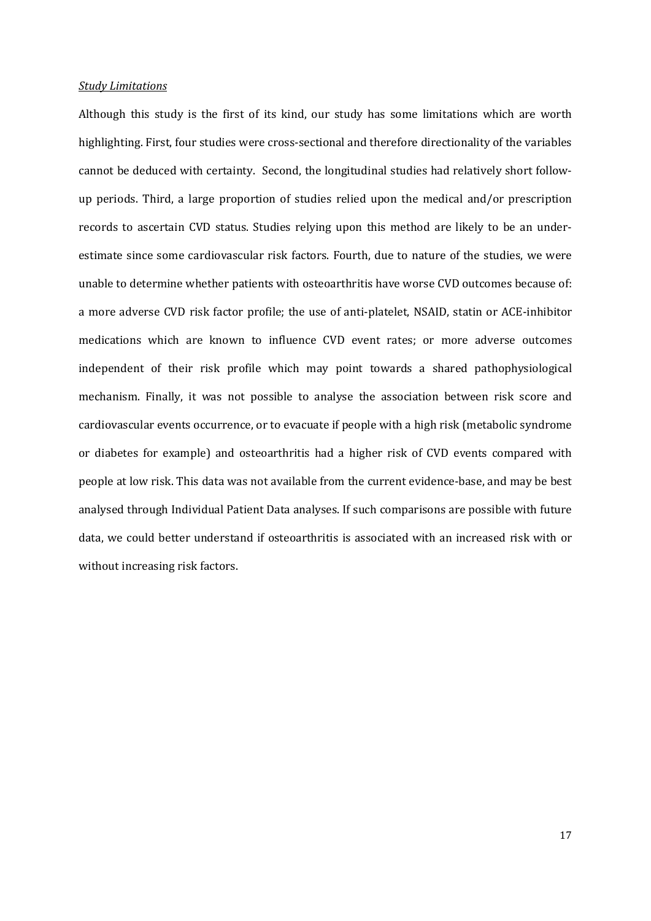*Study Limitations*

Although this study is the first of its kind, our study has some limitations which are worth highlighting. First, four studies were cross-sectional and therefore directionality of the variables cannot be deduced with certainty. Second, the longitudinal studies had relatively short follow-up periods. Third, a large proportion of studies relied upon the medical and/or prescription records to ascertain CVD status. Studies relying upon this method are likely to be an under-estimate since some cardiovascular risk factors. Fourth, due to nature of the studies, we were unable to determine whether patients with osteoarthritis have worse CVD outcomes because of: a more adverse CVD risk factor profile; the use of anti-platelet, NSAID, statin or ACE-inhibitor medications which are known to influence CVD event rates; or more adverse outcomes independent of their risk profile which may point towards a shared pathophysiological mechanism. Finally, it was not possible to analyse the association between risk score and cardiovascular events occurrence, or to evacuate if people with a high risk (metabolic syndrome or diabetes for example) and osteoarthritis had a higher risk of CVD events compared with people at low risk. This data was not available from the current evidence-base, and may be best analysed through Individual Patient Data analyses. If such comparisons are possible with future data, we could better understand if osteoarthritis is associated with an increased risk with or without increasing risk factors.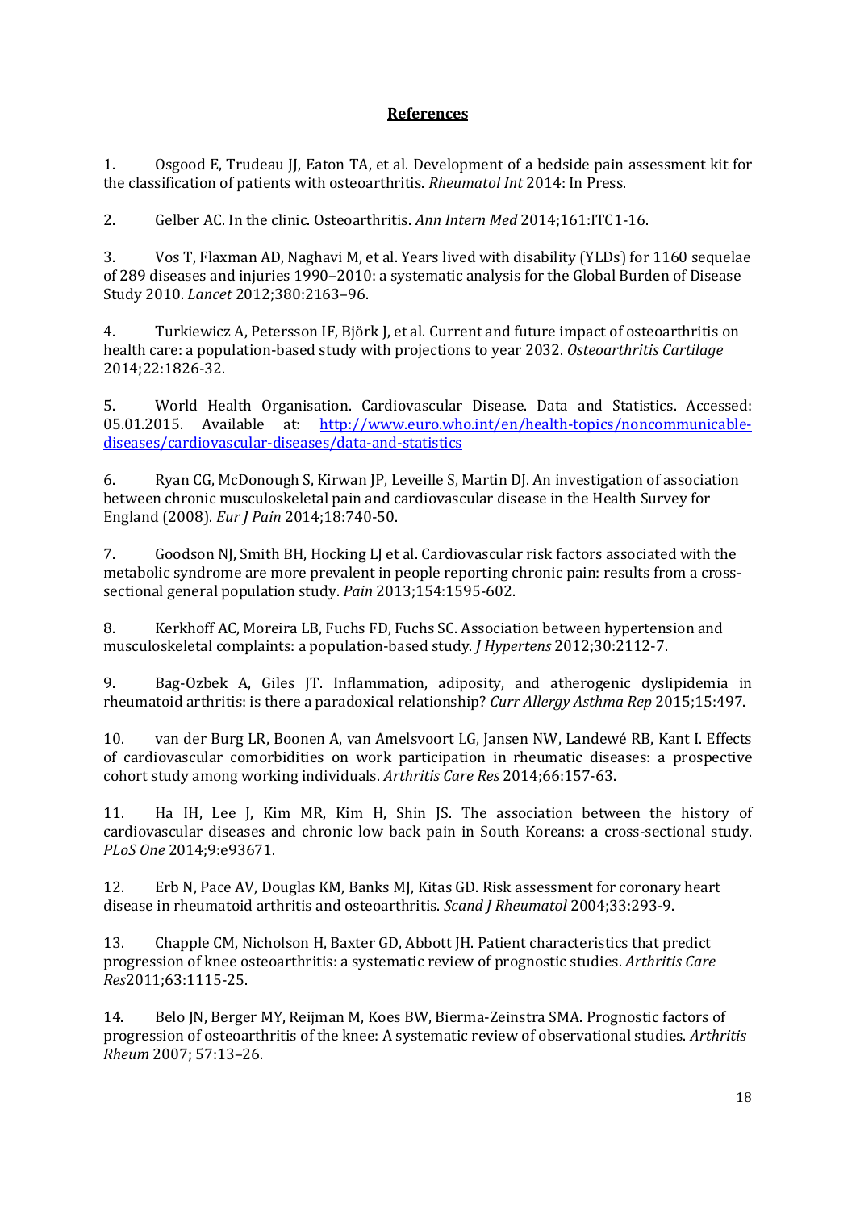## References

1. Osgood E, Trudeau JJ, Eaton TA, et al. Development of a bedside pain assessment kit for the classification of patients with osteoarthritis. *Rheumatol Int* 2014: In Press.

2. Gelber AC. In the clinic. Osteoarthritis. *Ann Intern Med* 2014;161:ITC1-16.

3. Vos T, Flaxman AD, Naghavi M, et al. Years lived with disability (YLDs) for 1160 sequelae of 289 diseases and injuries 1990–2010: a systematic analysis for the Global Burden of Disease Study 2010. *Lancet* 2012;380:2163–96.

4. Turkiewicz A, Petersson IF, Björk J, et al. Current and future impact of osteoarthritis on health care: a population-based study with projections to year 2032. *Osteoarthritis Cartilage* 2014;22:1826-32.

5. World Health Organisation. Cardiovascular Disease. Data and Statistics. Accessed: 05.01.2015. Available at: http://www.euro.who.int/en/health-topics/noncommunicable-diseases/cardiovascular-diseases/data-and-statistics

6. Ryan CG, McDonough S, Kirwan JP, Leveille S, Martin DJ. An investigation of association between chronic musculoskeletal pain and cardiovascular disease in the Health Survey for England (2008). *Eur J Pain* 2014;18:740-50.

7. Goodson NJ, Smith BH, Hocking LJ et al. Cardiovascular risk factors associated with the metabolic syndrome are more prevalent in people reporting chronic pain: results from a cross-sectional general population study. *Pain* 2013;154:1595-602.

8. Kerkhoff AC, Moreira LB, Fuchs FD, Fuchs SC. Association between hypertension and musculoskeletal complaints: a population-based study. *J Hypertens* 2012;30:2112-7.

9. Bag-Ozbek A, Giles JT. Inflammation, adiposity, and atherogenic dyslipidemia in rheumatoid arthritis: is there a paradoxical relationship? *Curr Allergy Asthma Rep* 2015;15:497.

10. van der Burg LR, Boonen A, van Amelsvoort LG, Jansen NW, Landewé RB, Kant I. Effects of cardiovascular comorbidities on work participation in rheumatic diseases: a prospective cohort study among working individuals. *Arthritis Care Res* 2014;66:157-63.

11. Ha IH, Lee J, Kim MR, Kim H, Shin JS. The association between the history of cardiovascular diseases and chronic low back pain in South Koreans: a cross-sectional study. *PLoS One* 2014;9:e93671.

12. Erb N, Pace AV, Douglas KM, Banks MJ, Kitas GD. Risk assessment for coronary heart disease in rheumatoid arthritis and osteoarthritis. *Scand J Rheumatol* 2004;33:293-9.

13. Chapple CM, Nicholson H, Baxter GD, Abbott JH. Patient characteristics that predict progression of knee osteoarthritis: a systematic review of prognostic studies. *Arthritis Care Res*2011;63:1115-25.

14. Belo JN, Berger MY, Reijman M, Koes BW, Bierma-Zeinstra SMA. Prognostic factors of progression of osteoarthritis of the knee: A systematic review of observational studies. *Arthritis Rheum* 2007; 57:13–26.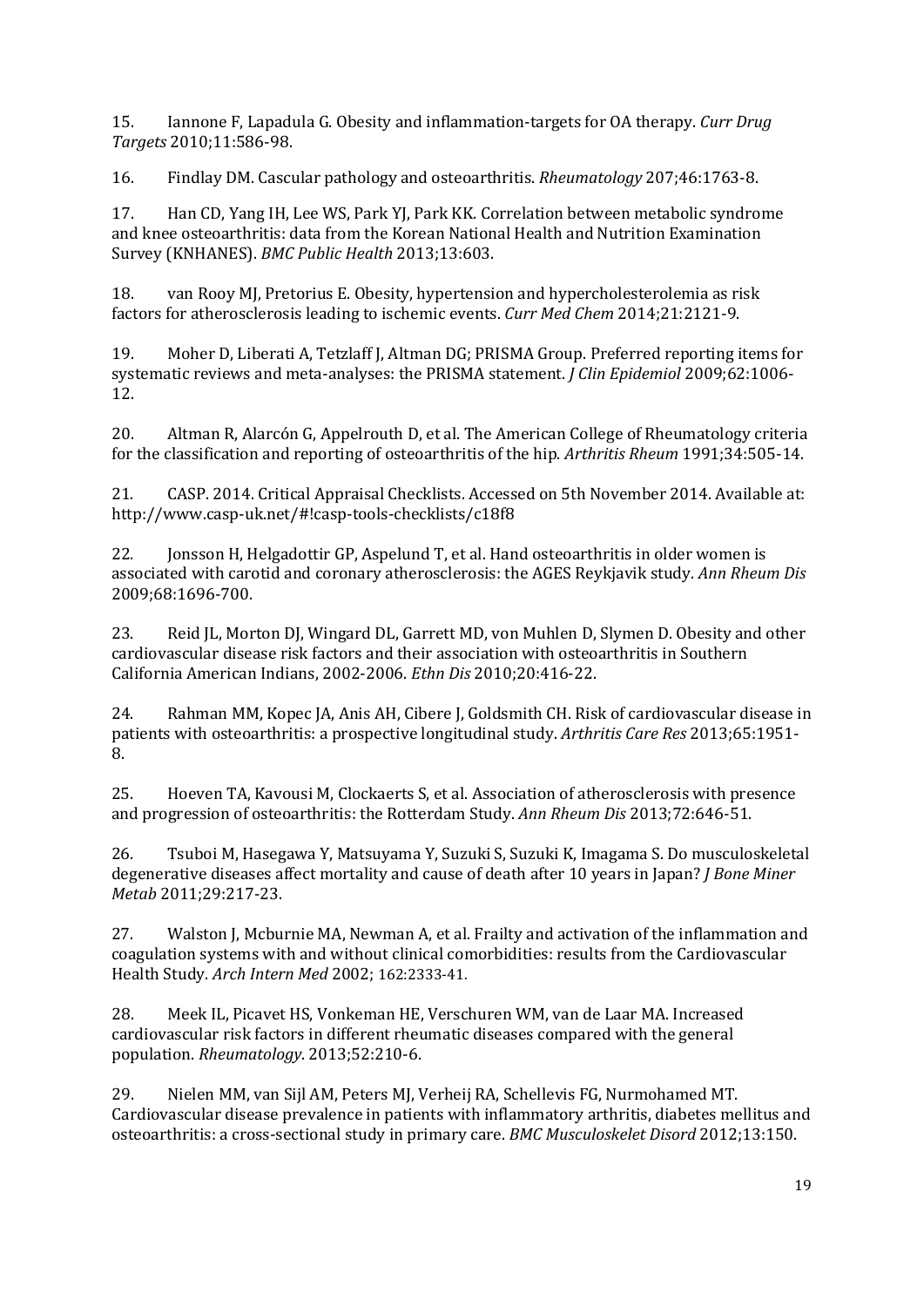15. Iannone F, Lapadula G. Obesity and inflammation-targets for OA therapy. *Curr Drug Targets* 2010;11:586-98.

16. Findlay DM. Cascular pathology and osteoarthritis. *Rheumatology* 207;46:1763-8.

17. Han CD, Yang IH, Lee WS, Park YJ, Park KK. Correlation between metabolic syndrome and knee osteoarthritis: data from the Korean National Health and Nutrition Examination Survey (KNHANES). *BMC Public Health* 2013;13:603.

18. van Rooy MJ, Pretorius E. Obesity, hypertension and hypercholesterolemia as risk factors for atherosclerosis leading to ischemic events. *Curr Med Chem* 2014;21:2121-9.

19. Moher D, Liberati A, Tetzlaff J, Altman DG; PRISMA Group. Preferred reporting items for systematic reviews and meta-analyses: the PRISMA statement. *J Clin Epidemiol* 2009;62:1006-12.

20. Altman R, Alarcón G, Appelrouth D, et al. The American College of Rheumatology criteria for the classification and reporting of osteoarthritis of the hip. *Arthritis Rheum* 1991;34:505-14.

21. CASP. 2014. Critical Appraisal Checklists. Accessed on 5th November 2014. Available at: http://www.casp-uk.net/#!casp-tools-checklists/c18f8

22. Jonsson H, Helgadottir GP, Aspelund T, et al. Hand osteoarthritis in older women is associated with carotid and coronary atherosclerosis: the AGES Reykjavik study. *Ann Rheum Dis* 2009;68:1696-700.

23. Reid JL, Morton DJ, Wingard DL, Garrett MD, von Muhlen D, Slymen D. Obesity and other cardiovascular disease risk factors and their association with osteoarthritis in Southern California American Indians, 2002-2006. *Ethn Dis* 2010;20:416-22.

24. Rahman MM, Kopec JA, Anis AH, Cibere J, Goldsmith CH. Risk of cardiovascular disease in patients with osteoarthritis: a prospective longitudinal study. *Arthritis Care Res* 2013;65:1951-8.

25. Hoeven TA, Kavousi M, Clockaerts S, et al. Association of atherosclerosis with presence and progression of osteoarthritis: the Rotterdam Study. *Ann Rheum Dis* 2013;72:646-51.

26. Tsuboi M, Hasegawa Y, Matsuyama Y, Suzuki S, Suzuki K, Imagama S. Do musculoskeletal degenerative diseases affect mortality and cause of death after 10 years in Japan? *J Bone Miner Metab* 2011;29:217-23.

27. Walston J, Mcburnie MA, Newman A, et al. Frailty and activation of the inflammation and coagulation systems with and without clinical comorbidities: results from the Cardiovascular Health Study. *Arch Intern Med* 2002; 162:2333-41.

28. Meek IL, Picavet HS, Vonkeman HE, Verschuren WM, van de Laar MA. Increased cardiovascular risk factors in different rheumatic diseases compared with the general population. *Rheumatology*. 2013;52:210-6.

29. Nielen MM, van Sijl AM, Peters MJ, Verheij RA, Schellevis FG, Nurmohamed MT. Cardiovascular disease prevalence in patients with inflammatory arthritis, diabetes mellitus and osteoarthritis: a cross-sectional study in primary care. *BMC Musculoskelet Disord* 2012;13:150.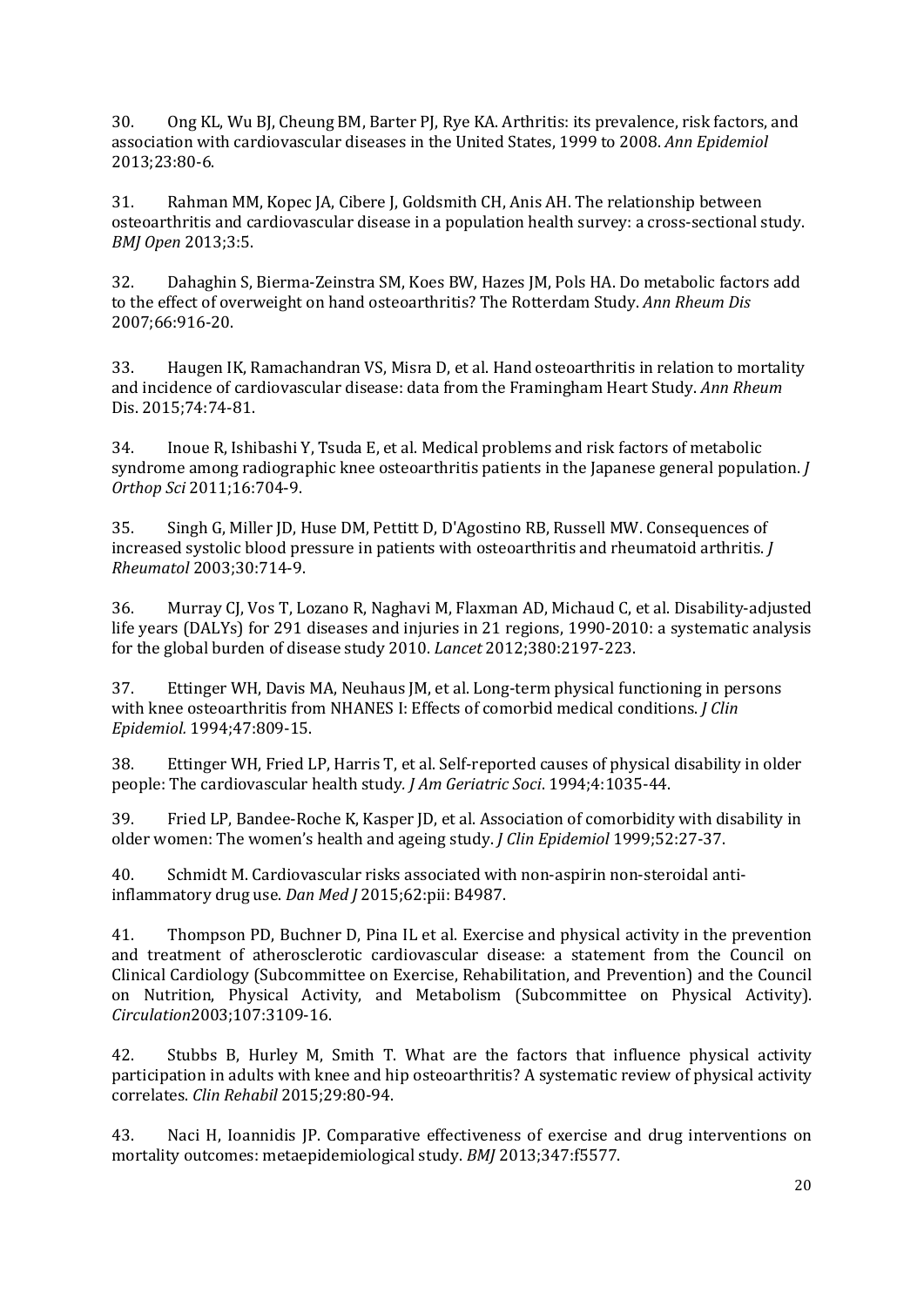30. Ong KL, Wu BJ, Cheung BM, Barter PJ, Rye KA. Arthritis: its prevalence, risk factors, and association with cardiovascular diseases in the United States, 1999 to 2008. *Ann Epidemiol* 2013;23:80-6.

31. Rahman MM, Kopec JA, Cibere J, Goldsmith CH, Anis AH. The relationship between osteoarthritis and cardiovascular disease in a population health survey: a cross-sectional study. *BMJ Open* 2013;3:5.

32. Dahaghin S, Bierma-Zeinstra SM, Koes BW, Hazes JM, Pols HA. Do metabolic factors add to the effect of overweight on hand osteoarthritis? The Rotterdam Study. *Ann Rheum Dis* 2007;66:916-20.

33. Haugen IK, Ramachandran VS, Misra D, et al. Hand osteoarthritis in relation to mortality and incidence of cardiovascular disease: data from the Framingham Heart Study. *Ann Rheum* Dis. 2015;74:74-81.

34. Inoue R, Ishibashi Y, Tsuda E, et al. Medical problems and risk factors of metabolic syndrome among radiographic knee osteoarthritis patients in the Japanese general population. *J Orthop Sci* 2011;16:704-9.

35. Singh G, Miller JD, Huse DM, Pettitt D, D'Agostino RB, Russell MW. Consequences of increased systolic blood pressure in patients with osteoarthritis and rheumatoid arthritis. *J Rheumatol* 2003;30:714-9.

36. Murray CJ, Vos T, Lozano R, Naghavi M, Flaxman AD, Michaud C, et al. Disability-adjusted life years (DALYs) for 291 diseases and injuries in 21 regions, 1990-2010: a systematic analysis for the global burden of disease study 2010. *Lancet* 2012;380:2197-223.

37. Ettinger WH, Davis MA, Neuhaus JM, et al. Long-term physical functioning in persons with knee osteoarthritis from NHANES I: Effects of comorbid medical conditions. *J Clin Epidemiol.* 1994;47:809-15.

38. Ettinger WH, Fried LP, Harris T, et al. Self-reported causes of physical disability in older people: The cardiovascular health study. *J Am Geriatric Soci*. 1994;4:1035-44.

39. Fried LP, Bandee-Roche K, Kasper JD, et al. Association of comorbidity with disability in older women: The women's health and ageing study. *J Clin Epidemiol* 1999;52:27-37.

40. Schmidt M. Cardiovascular risks associated with non-aspirin non-steroidal anti-inflammatory drug use. *Dan Med J* 2015;62:pii: B4987.

41. Thompson PD, Buchner D, Pina IL et al. Exercise and physical activity in the prevention and treatment of atherosclerotic cardiovascular disease: a statement from the Council on Clinical Cardiology (Subcommittee on Exercise, Rehabilitation, and Prevention) and the Council on Nutrition, Physical Activity, and Metabolism (Subcommittee on Physical Activity). *Circulation*2003;107:3109-16.

42. Stubbs B, Hurley M, Smith T. What are the factors that influence physical activity participation in adults with knee and hip osteoarthritis? A systematic review of physical activity correlates. *Clin Rehabil* 2015;29:80-94.

43. Naci H, Ioannidis JP. Comparative effectiveness of exercise and drug interventions on mortality outcomes: metaepidemiological study. *BMJ* 2013;347:f5577.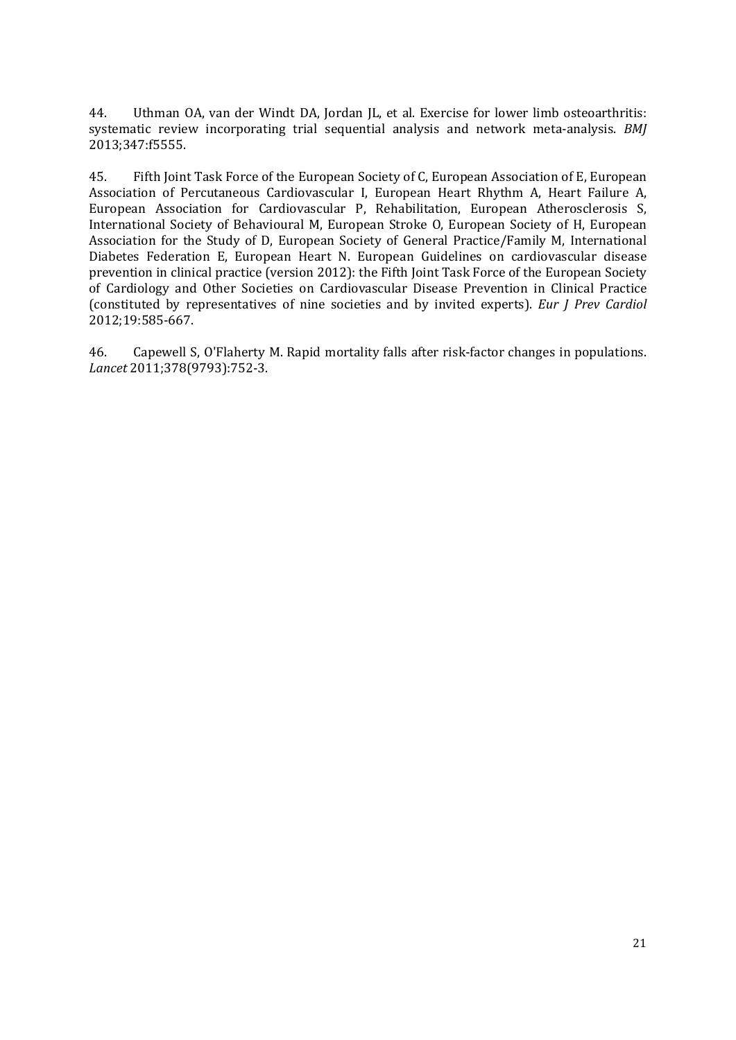44. Uthman OA, van der Windt DA, Jordan JL, et al. Exercise for lower limb osteoarthritis: systematic review incorporating trial sequential analysis and network meta-analysis. *BMJ* 2013;347:f5555.

45. Fifth Joint Task Force of the European Society of C, European Association of E, European Association of Percutaneous Cardiovascular I, European Heart Rhythm A, Heart Failure A, European Association for Cardiovascular P, Rehabilitation, European Atherosclerosis S, International Society of Behavioural M, European Stroke O, European Society of H, European Association for the Study of D, European Society of General Practice/Family M, International Diabetes Federation E, European Heart N. European Guidelines on cardiovascular disease prevention in clinical practice (version 2012): the Fifth Joint Task Force of the European Society of Cardiology and Other Societies on Cardiovascular Disease Prevention in Clinical Practice (constituted by representatives of nine societies and by invited experts). *Eur J Prev Cardiol* 2012;19:585-667.

46. Capewell S, O'Flaherty M. Rapid mortality falls after risk-factor changes in populations. *Lancet* 2011;378(9793):752-3.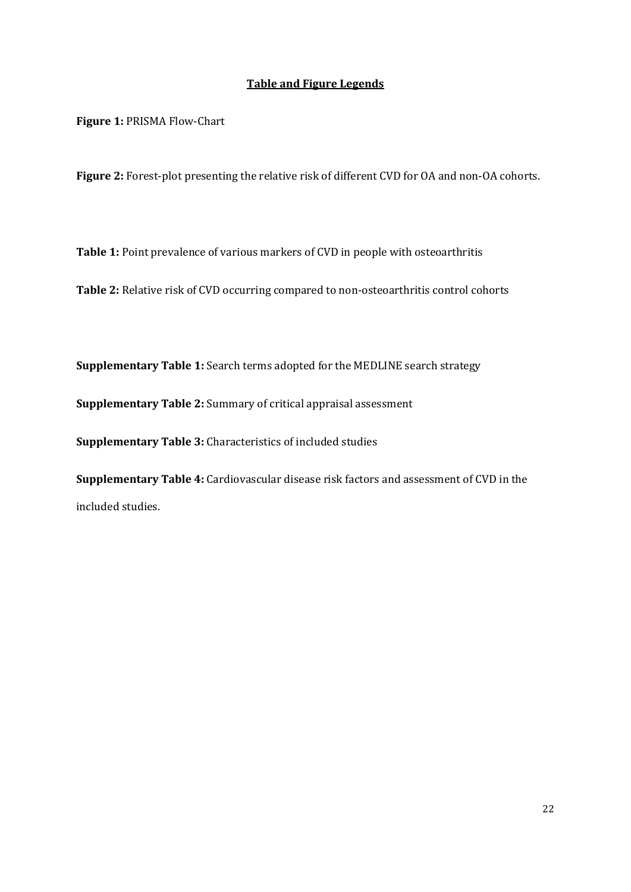## Table and Figure Legends

**Figure 1:** PRISMA Flow-Chart

**Figure 2:** Forest-plot presenting the relative risk of different CVD for OA and non-OA cohorts.

**Table 1:** Point prevalence of various markers of CVD in people with osteoarthritis

**Table 2:** Relative risk of CVD occurring compared to non-osteoarthritis control cohorts

**Supplementary Table 1:** Search terms adopted for the MEDLINE search strategy

**Supplementary Table 2:** Summary of critical appraisal assessment

**Supplementary Table 3:** Characteristics of included studies

**Supplementary Table 4:** Cardiovascular disease risk factors and assessment of CVD in the included studies.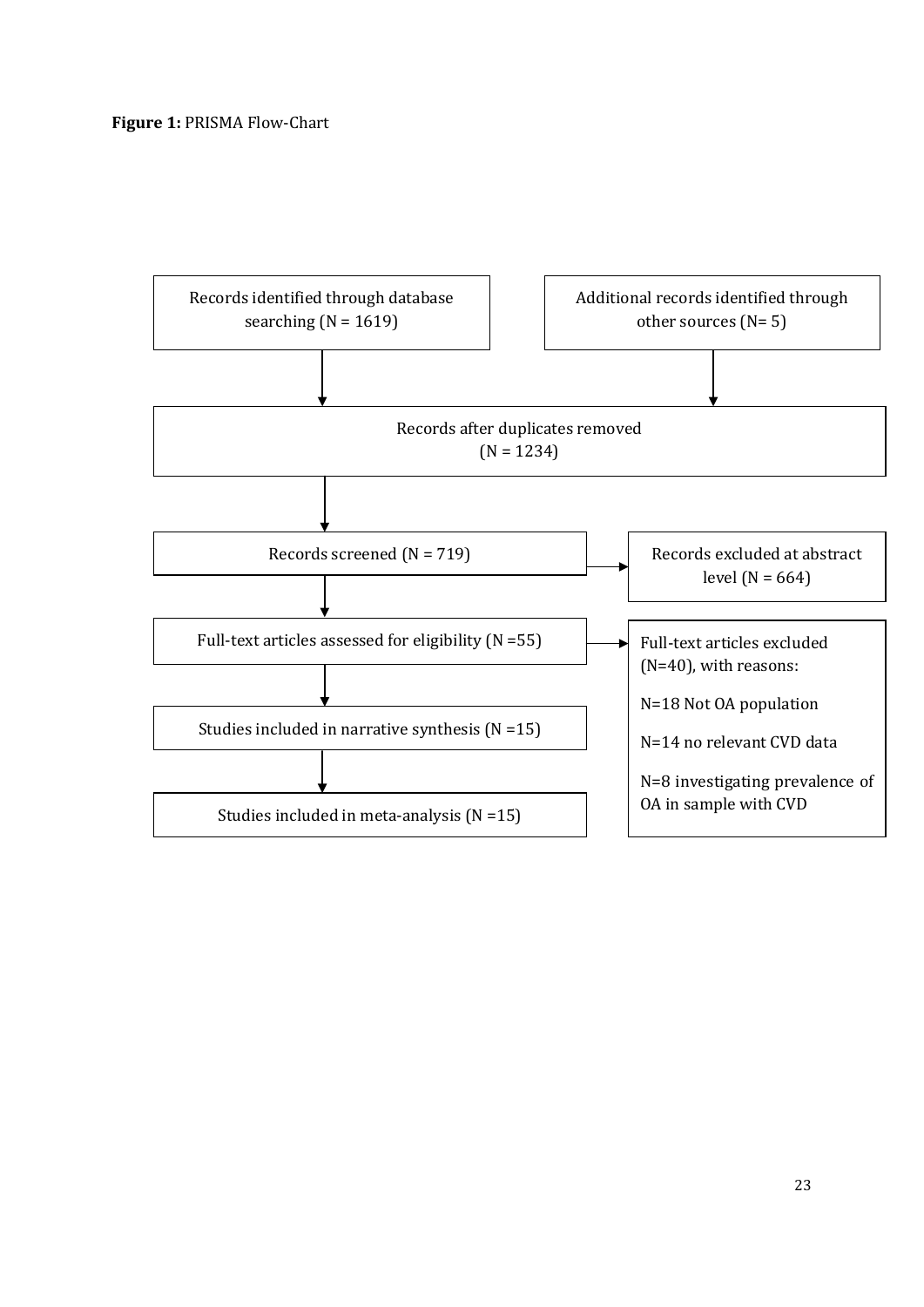**Figure 1:** PRISMA Flow-Chart

Records identified through database searching (N = 1619)

Additional records identified through other sources (N= 5)

Records after duplicates removed (N = 1234)

Records screened (N = 719)

Records excluded at abstract level (N = 664)

Full-text articles assessed for eligibility (N =55)

Full-text articles excluded (N=40), with reasons:

N=18 Not OA population

N=14 no relevant CVD data

N=8 investigating prevalence of OA in sample with CVD

Studies included in narrative synthesis (N =15)

Studies included in meta-analysis (N =15)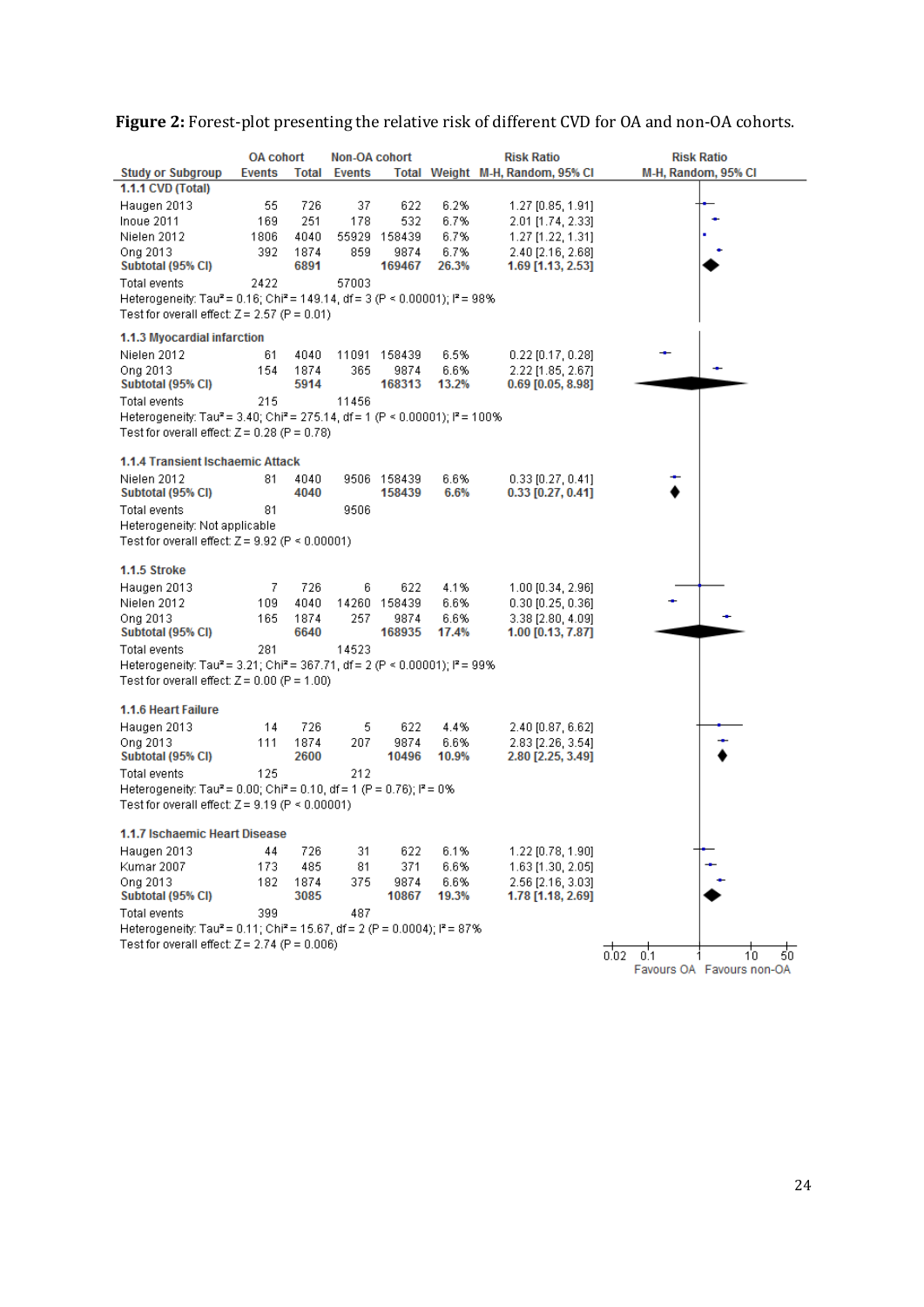**Figure 2:** Forest-plot presenting the relative risk of different CVD for OA and non-OA cohorts.

| Study or Subgroup | OA cohort Events | OA cohort Total | Non-OA cohort Events | Non-OA cohort Total | Weight | Risk Ratio M-H, Random, 95% CI |
|---|---|---|---|---|---|---|
| **1.1.1 CVD (Total)** | | | | | | |
| Haugen 2013 | 55 | 726 | 37 | 622 | 6.2% | 1.27 [0.85, 1.91] |
| Inoue 2011 | 169 | 251 | 178 | 532 | 6.7% | 2.01 [1.74, 2.33] |
| Nielen 2012 | 1806 | 4040 | 55929 | 158439 | 6.7% | 1.27 [1.22, 1.31] |
| Ong 2013 | 392 | 1874 | 859 | 9874 | 6.7% | 2.40 [2.16, 2.68] |
| **Subtotal (95% CI)** | | **6891** | | **169467** | **26.3%** | **1.69 [1.13, 2.53]** |
| Total events | 2422 | | 57003 | | | |
| Heterogeneity: Tau² = 0.16; Chi² = 149.14, df = 3 (P < 0.00001); I² = 98% | | | | | | |
| Test for overall effect: Z = 2.57 (P = 0.01) | | | | | | |
| **1.1.3 Myocardial infarction** | | | | | | |
| Nielen 2012 | 61 | 4040 | 11091 | 158439 | 6.5% | 0.22 [0.17, 0.28] |
| Ong 2013 | 154 | 1874 | 365 | 9874 | 6.6% | 2.22 [1.85, 2.67] |
| **Subtotal (95% CI)** | | **5914** | | **168313** | **13.2%** | **0.69 [0.05, 8.98]** |
| Total events | 215 | | 11456 | | | |
| Heterogeneity: Tau² = 3.40; Chi² = 275.14, df = 1 (P < 0.00001); I² = 100% | | | | | | |
| Test for overall effect: Z = 0.28 (P = 0.78) | | | | | | |
| **1.1.4 Transient Ischaemic Attack** | | | | | | |
| Nielen 2012 | 81 | 4040 | 9506 | 158439 | 6.6% | 0.33 [0.27, 0.41] |
| **Subtotal (95% CI)** | | **4040** | | **158439** | **6.6%** | **0.33 [0.27, 0.41]** |
| Total events | 81 | | 9506 | | | |
| Heterogeneity: Not applicable | | | | | | |
| Test for overall effect: Z = 9.92 (P < 0.00001) | | | | | | |
| **1.1.5 Stroke** | | | | | | |
| Haugen 2013 | 7 | 726 | 6 | 622 | 4.1% | 1.00 [0.34, 2.96] |
| Nielen 2012 | 109 | 4040 | 14260 | 158439 | 6.6% | 0.30 [0.25, 0.36] |
| Ong 2013 | 165 | 1874 | 257 | 9874 | 6.6% | 3.38 [2.80, 4.09] |
| **Subtotal (95% CI)** | | **6640** | | **168935** | **17.4%** | **1.00 [0.13, 7.87]** |
| Total events | 281 | | 14523 | | | |
| Heterogeneity: Tau² = 3.21; Chi² = 367.71, df = 2 (P < 0.00001); I² = 99% | | | | | | |
| Test for overall effect: Z = 0.00 (P = 1.00) | | | | | | |
| **1.1.6 Heart Failure** | | | | | | |
| Haugen 2013 | 14 | 726 | 5 | 622 | 4.4% | 2.40 [0.87, 6.62] |
| Ong 2013 | 111 | 1874 | 207 | 9874 | 6.6% | 2.83 [2.26, 3.54] |
| **Subtotal (95% CI)** | | **2600** | | **10496** | **10.9%** | **2.80 [2.25, 3.49]** |
| Total events | 125 | | 212 | | | |
| Heterogeneity: Tau² = 0.00; Chi² = 0.10, df = 1 (P = 0.76); I² = 0% | | | | | | |
| Test for overall effect: Z = 9.19 (P < 0.00001) | | | | | | |
| **1.1.7 Ischaemic Heart Disease** | | | | | | |
| Haugen 2013 | 44 | 726 | 31 | 622 | 6.1% | 1.22 [0.78, 1.90] |
| Kumar 2007 | 173 | 485 | 81 | 371 | 6.6% | 1.63 [1.30, 2.05] |
| Ong 2013 | 182 | 1874 | 375 | 9874 | 6.6% | 2.56 [2.16, 3.03] |
| **Subtotal (95% CI)** | | **3085** | | **10867** | **19.3%** | **1.78 [1.18, 2.69]** |
| Total events | 399 | | 487 | | | |
| Heterogeneity: Tau² = 0.11; Chi² = 15.67, df = 2 (P = 0.0004); I² = 87% | | | | | | |
| Test for overall effect: Z = 2.74 (P = 0.006) | | | | | | |

Risk Ratio M-H, Random, 95% CI (axis: 0.02, 0.1, 1, 10, 50) — Favours OA / Favours non-OA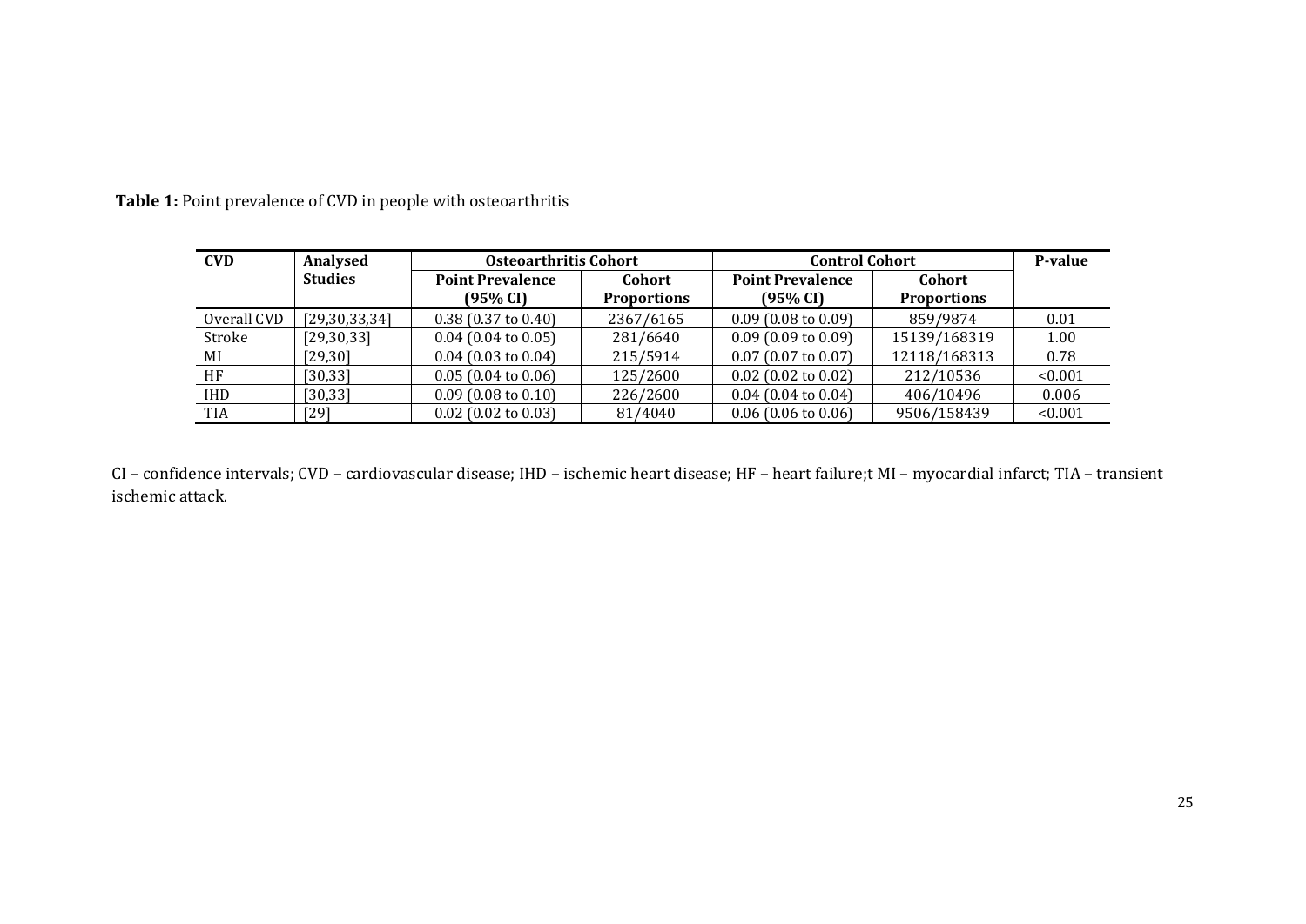**Table 1:** Point prevalence of CVD in people with osteoarthritis

| CVD | Analysed Studies | Osteoarthritis Cohort | | Control Cohort | | P-value |
|---|---|---|---|---|---|---|
| | | Point Prevalence (95% CI) | Cohort Proportions | Point Prevalence (95% CI) | Cohort Proportions | |
| Overall CVD | [29,30,33,34] | 0.38 (0.37 to 0.40) | 2367/6165 | 0.09 (0.08 to 0.09) | 859/9874 | 0.01 |
| Stroke | [29,30,33] | 0.04 (0.04 to 0.05) | 281/6640 | 0.09 (0.09 to 0.09) | 15139/168319 | 1.00 |
| MI | [29,30] | 0.04 (0.03 to 0.04) | 215/5914 | 0.07 (0.07 to 0.07) | 12118/168313 | 0.78 |
| HF | [30,33] | 0.05 (0.04 to 0.06) | 125/2600 | 0.02 (0.02 to 0.02) | 212/10536 | <0.001 |
| IHD | [30,33] | 0.09 (0.08 to 0.10) | 226/2600 | 0.04 (0.04 to 0.04) | 406/10496 | 0.006 |
| TIA | [29] | 0.02 (0.02 to 0.03) | 81/4040 | 0.06 (0.06 to 0.06) | 9506/158439 | <0.001 |

CI – confidence intervals; CVD – cardiovascular disease; IHD – ischemic heart disease; HF – heart failure;t MI – myocardial infarct; TIA – transient ischemic attack.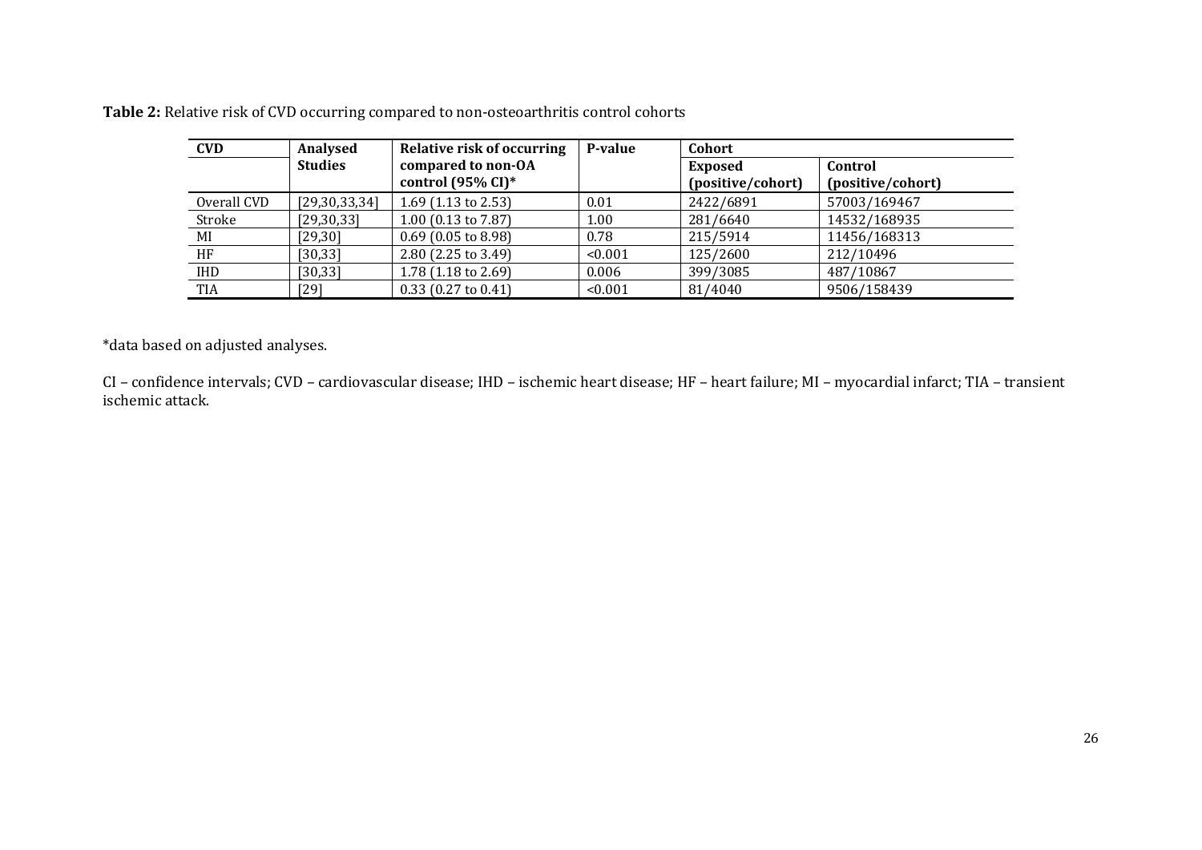**Table 2:** Relative risk of CVD occurring compared to non-osteoarthritis control cohorts

| CVD | Analysed Studies | Relative risk of occurring compared to non-OA control (95% CI)* | P-value | Cohort | |
|---|---|---|---|---|---|
| | | | | Exposed (positive/cohort) | Control (positive/cohort) |
| Overall CVD | [29,30,33,34] | 1.69 (1.13 to 2.53) | 0.01 | 2422/6891 | 57003/169467 |
| Stroke | [29,30,33] | 1.00 (0.13 to 7.87) | 1.00 | 281/6640 | 14532/168935 |
| MI | [29,30] | 0.69 (0.05 to 8.98) | 0.78 | 215/5914 | 11456/168313 |
| HF | [30,33] | 2.80 (2.25 to 3.49) | <0.001 | 125/2600 | 212/10496 |
| IHD | [30,33] | 1.78 (1.18 to 2.69) | 0.006 | 399/3085 | 487/10867 |
| TIA | [29] | 0.33 (0.27 to 0.41) | <0.001 | 81/4040 | 9506/158439 |

*data based on adjusted analyses.

CI – confidence intervals; CVD – cardiovascular disease; IHD – ischemic heart disease; HF – heart failure; MI – myocardial infarct; TIA – transient ischemic attack.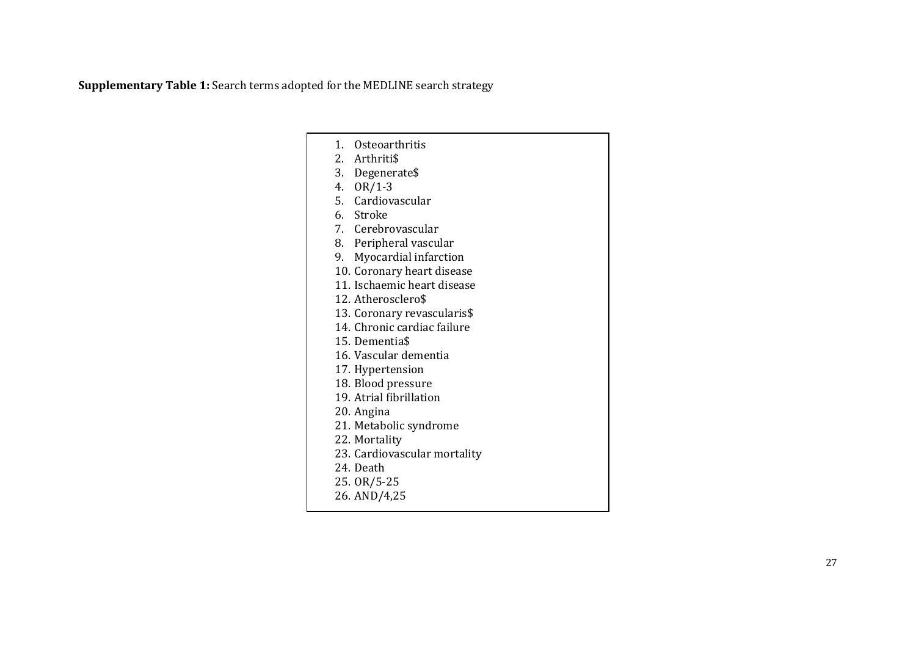**Supplementary Table 1:** Search terms adopted for the MEDLINE search strategy

1. Osteoarthritis
2. Arthriti$
3. Degenerate$
4. OR/1-3
5. Cardiovascular
6. Stroke
7. Cerebrovascular
8. Peripheral vascular
9. Myocardial infarction
10. Coronary heart disease
11. Ischaemic heart disease
12. Atheroscleró$
13. Coronary revascularis$
14. Chronic cardiac failure
15. Dementia$
16. Vascular dementia
17. Hypertension
18. Blood pressure
19. Atrial fibrillation
20. Angina
21. Metabolic syndrome
22. Mortality
23. Cardiovascular mortality
24. Death
25. OR/5-25
26. AND/4,25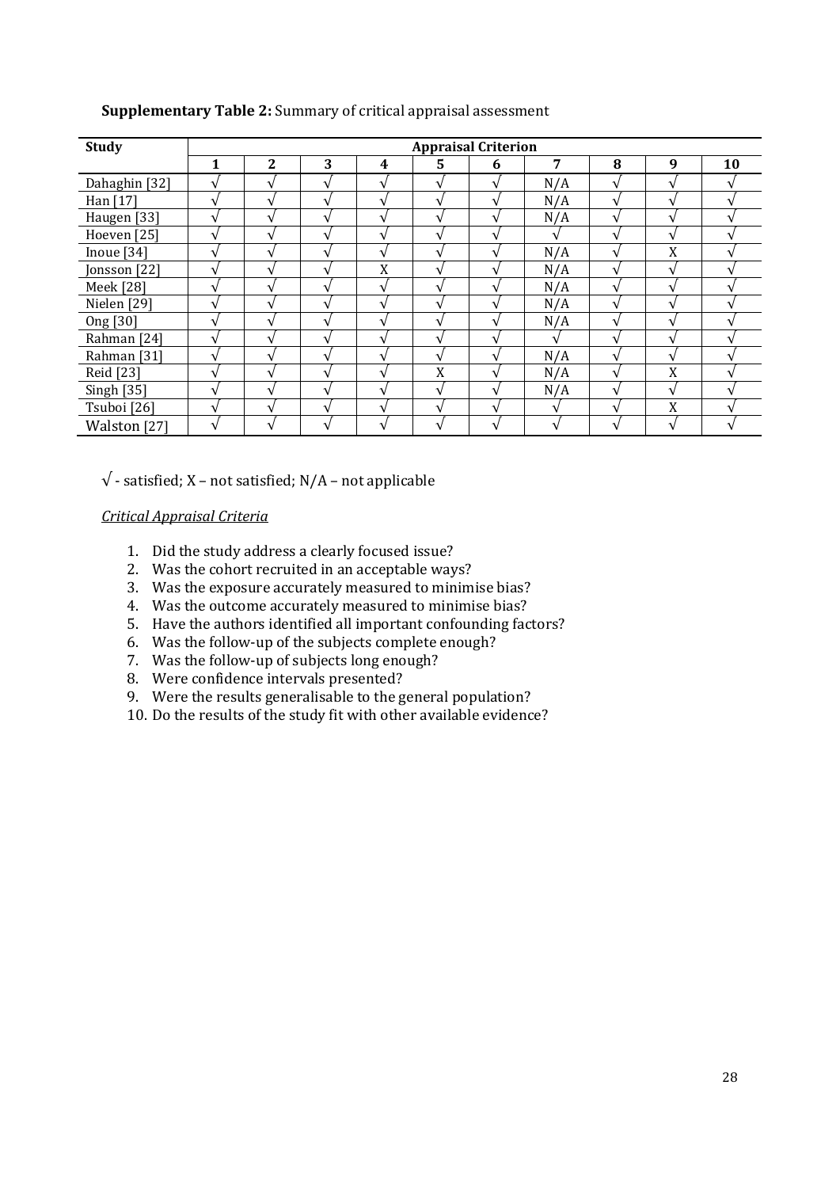**Supplementary Table 2:** Summary of critical appraisal assessment

| Study | Appraisal Criterion | | | | | | | | | |
|---|---|---|---|---|---|---|---|---|---|---|
| | 1 | 2 | 3 | 4 | 5 | 6 | 7 | 8 | 9 | 10 |
| Dahaghin [32] | √ | √ | √ | √ | √ | √ | N/A | √ | √ | √ |
| Han [17] | √ | √ | √ | √ | √ | √ | N/A | √ | √ | √ |
| Haugen [33] | √ | √ | √ | √ | √ | √ | N/A | √ | √ | √ |
| Hoeven [25] | √ | √ | √ | √ | √ | √ | √ | √ | √ | √ |
| Inoue [34] | √ | √ | √ | √ | √ | √ | N/A | √ | X | √ |
| Jonsson [22] | √ | √ | √ | X | √ | √ | N/A | √ | √ | √ |
| Meek [28] | √ | √ | √ | √ | √ | √ | N/A | √ | √ | √ |
| Nielen [29] | √ | √ | √ | √ | √ | √ | N/A | √ | √ | √ |
| Ong [30] | √ | √ | √ | √ | √ | √ | N/A | √ | √ | √ |
| Rahman [24] | √ | √ | √ | √ | √ | √ | √ | √ | √ | √ |
| Rahman [31] | √ | √ | √ | √ | √ | √ | N/A | √ | √ | √ |
| Reid [23] | √ | √ | √ | √ | X | √ | N/A | √ | X | √ |
| Singh [35] | √ | √ | √ | √ | √ | √ | N/A | √ | √ | √ |
| Tsuboi [26] | √ | √ | √ | √ | √ | √ | √ | √ | X | √ |
| Walston [27] | √ | √ | √ | √ | √ | √ | √ | √ | √ | √ |

√ - satisfied; X – not satisfied; N/A – not applicable

*Critical Appraisal Criteria*

1. Did the study address a clearly focused issue?
2. Was the cohort recruited in an acceptable ways?
3. Was the exposure accurately measured to minimise bias?
4. Was the outcome accurately measured to minimise bias?
5. Have the authors identified all important confounding factors?
6. Was the follow-up of the subjects complete enough?
7. Was the follow-up of subjects long enough?
8. Were confidence intervals presented?
9. Were the results generalisable to the general population?
10. Do the results of the study fit with other available evidence?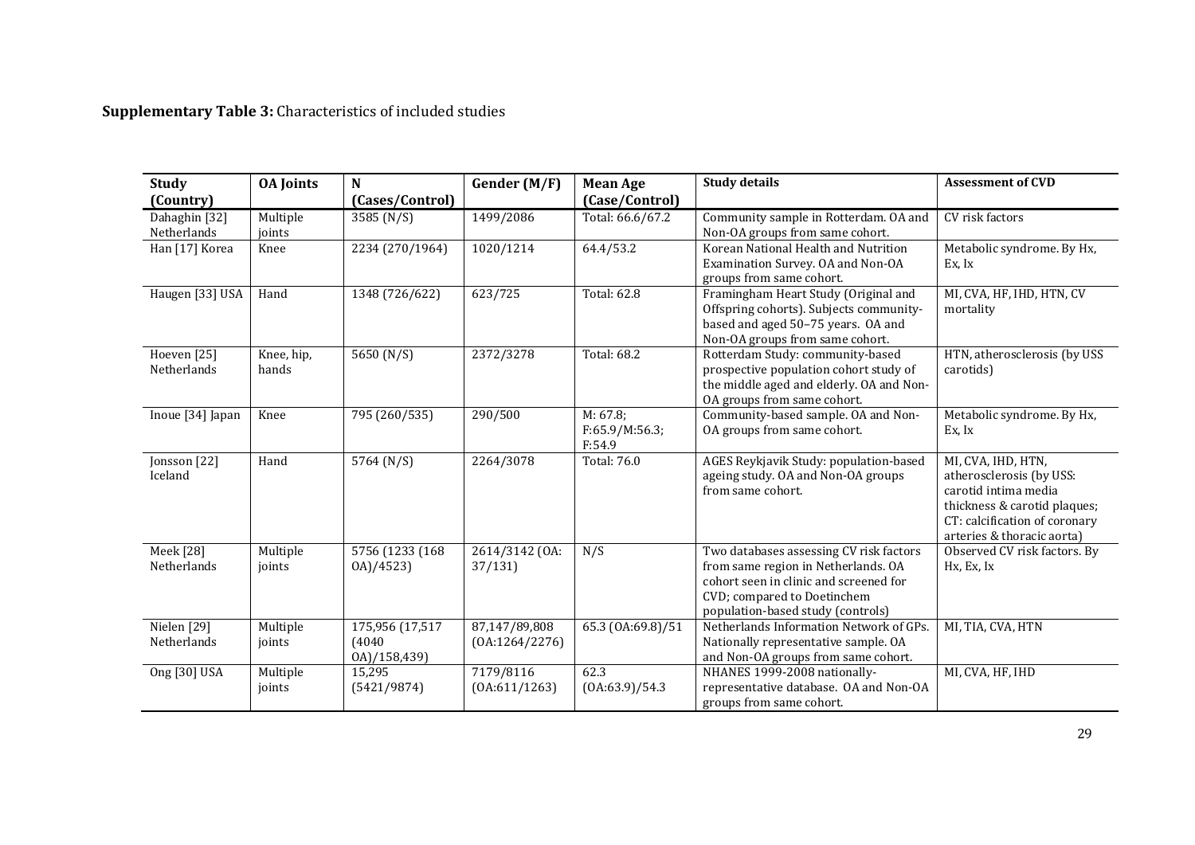**Supplementary Table 3:** Characteristics of included studies

| Study (Country) | OA Joints | N (Cases/Control) | Gender (M/F) | Mean Age (Case/Control) | Study details | Assessment of CVD |
|---|---|---|---|---|---|---|
| Dahaghin [32] Netherlands | Multiple joints | 3585 (N/S) | 1499/2086 | Total: 66.6/67.2 | Community sample in Rotterdam. OA and Non-OA groups from same cohort. | CV risk factors |
| Han [17] Korea | Knee | 2234 (270/1964) | 1020/1214 | 64.4/53.2 | Korean National Health and Nutrition Examination Survey. OA and Non-OA groups from same cohort. | Metabolic syndrome. By Hx, Ex, Ix |
| Haugen [33] USA | Hand | 1348 (726/622) | 623/725 | Total: 62.8 | Framingham Heart Study (Original and Offspring cohorts). Subjects community-based and aged 50–75 years. OA and Non-OA groups from same cohort. | MI, CVA, HF, IHD, HTN, CV mortality |
| Hoeven [25] Netherlands | Knee, hip, hands | 5650 (N/S) | 2372/3278 | Total: 68.2 | Rotterdam Study: community-based prospective population cohort study of the middle aged and elderly. OA and Non-OA groups from same cohort. | HTN, atherosclerosis (by USS carotids) |
| Inoue [34] Japan | Knee | 795 (260/535) | 290/500 | M: 67.8; F:65.9/M:56.3; F:54.9 | Community-based sample. OA and Non-OA groups from same cohort. | Metabolic syndrome. By Hx, Ex, Ix |
| Jonsson [22] Iceland | Hand | 5764 (N/S) | 2264/3078 | Total: 76.0 | AGES Reykjavik Study: population-based ageing study. OA and Non-OA groups from same cohort. | MI, CVA, IHD, HTN, atherosclerosis (by USS: carotid intima media thickness & carotid plaques; CT: calcification of coronary arteries & thoracic aorta) |
| Meek [28] Netherlands | Multiple joints | 5756 (1233 (168 OA)/4523) | 2614/3142 (OA: 37/131) | N/S | Two databases assessing CV risk factors from same region in Netherlands. OA cohort seen in clinic and screened for CVD; compared to Doetinchem population-based study (controls) | Observed CV risk factors. By Hx, Ex, Ix |
| Nielen [29] Netherlands | Multiple joints | 175,956 (17,517 (4040 OA)/158,439) | 87,147/89,808 (OA:1264/2276) | 65.3 (OA:69.8)/51 | Netherlands Information Network of GPs. Nationally representative sample. OA and Non-OA groups from same cohort. | MI, TIA, CVA, HTN |
| Ong [30] USA | Multiple joints | 15,295 (5421/9874) | 7179/8116 (OA:611/1263) | 62.3 (OA:63.9)/54.3 | NHANES 1999-2008 nationally-representative database. OA and Non-OA groups from same cohort. | MI, CVA, HF, IHD |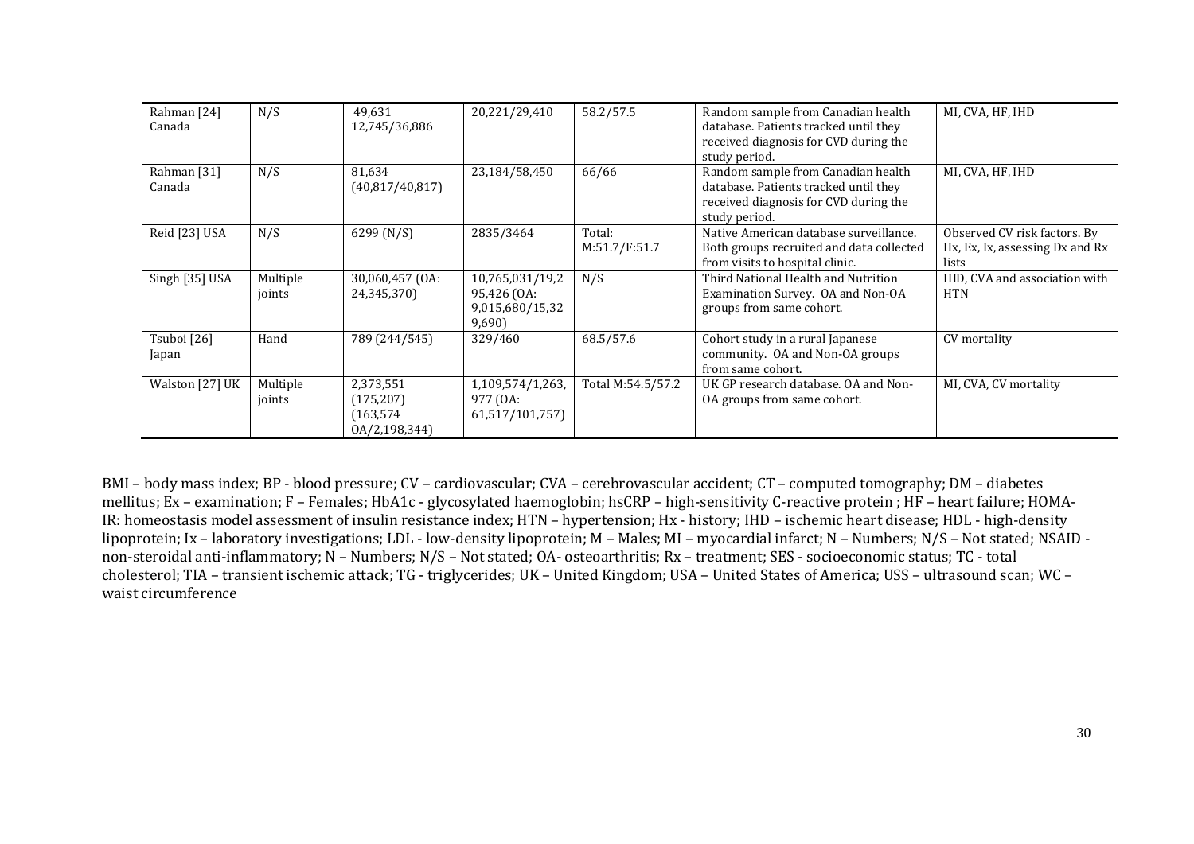| Rahman [24] Canada | N/S | 49,631 12,745/36,886 | 20,221/29,410 | 58.2/57.5 | Random sample from Canadian health database. Patients tracked until they received diagnosis for CVD during the study period. | MI, CVA, HF, IHD |
|---|---|---|---|---|---|---|
| Rahman [31] Canada | N/S | 81,634 (40,817/40,817) | 23,184/58,450 | 66/66 | Random sample from Canadian health database. Patients tracked until they received diagnosis for CVD during the study period. | MI, CVA, HF, IHD |
| Reid [23] USA | N/S | 6299 (N/S) | 2835/3464 | Total: M:51.7/F:51.7 | Native American database surveillance. Both groups recruited and data collected from visits to hospital clinic. | Observed CV risk factors. By Hx, Ex, Ix, assessing Dx and Rx lists |
| Singh [35] USA | Multiple joints | 30,060,457 (OA: 24,345,370) | 10,765,031/19,295,426 (OA: 9,015,680/15,329,690) | N/S | Third National Health and Nutrition Examination Survey. OA and Non-OA groups from same cohort. | IHD, CVA and association with HTN |
| Tsuboi [26] Japan | Hand | 789 (244/545) | 329/460 | 68.5/57.6 | Cohort study in a rural Japanese community. OA and Non-OA groups from same cohort. | CV mortality |
| Walston [27] UK | Multiple joints | 2,373,551 (175,207) (163,574 OA/2,198,344) | 1,109,574/1,263,977 (OA: 61,517/101,757) | Total M:54.5/57.2 | UK GP research database. OA and Non-OA groups from same cohort. | MI, CVA, CV mortality |

BMI – body mass index; BP - blood pressure; CV – cardiovascular; CVA – cerebrovascular accident; CT – computed tomography; DM – diabetes mellitus; Ex – examination; F – Females; HbA1c - glycosylated haemoglobin; hsCRP – high-sensitivity C-reactive protein ; HF – heart failure; HOMA-IR: homeostasis model assessment of insulin resistance index; HTN – hypertension; Hx - history; IHD – ischemic heart disease; HDL - high-density lipoprotein; Ix – laboratory investigations; LDL - low-density lipoprotein; M – Males; MI – myocardial infarct; N – Numbers; N/S – Not stated; NSAID - non-steroidal anti-inflammatory; N – Numbers; N/S – Not stated; OA- osteoarthritis; Rx – treatment; SES - socioeconomic status; TC - total cholesterol; TIA – transient ischemic attack; TG - triglycerides; UK – United Kingdom; USA – United States of America; USS – ultrasound scan; WC – waist circumference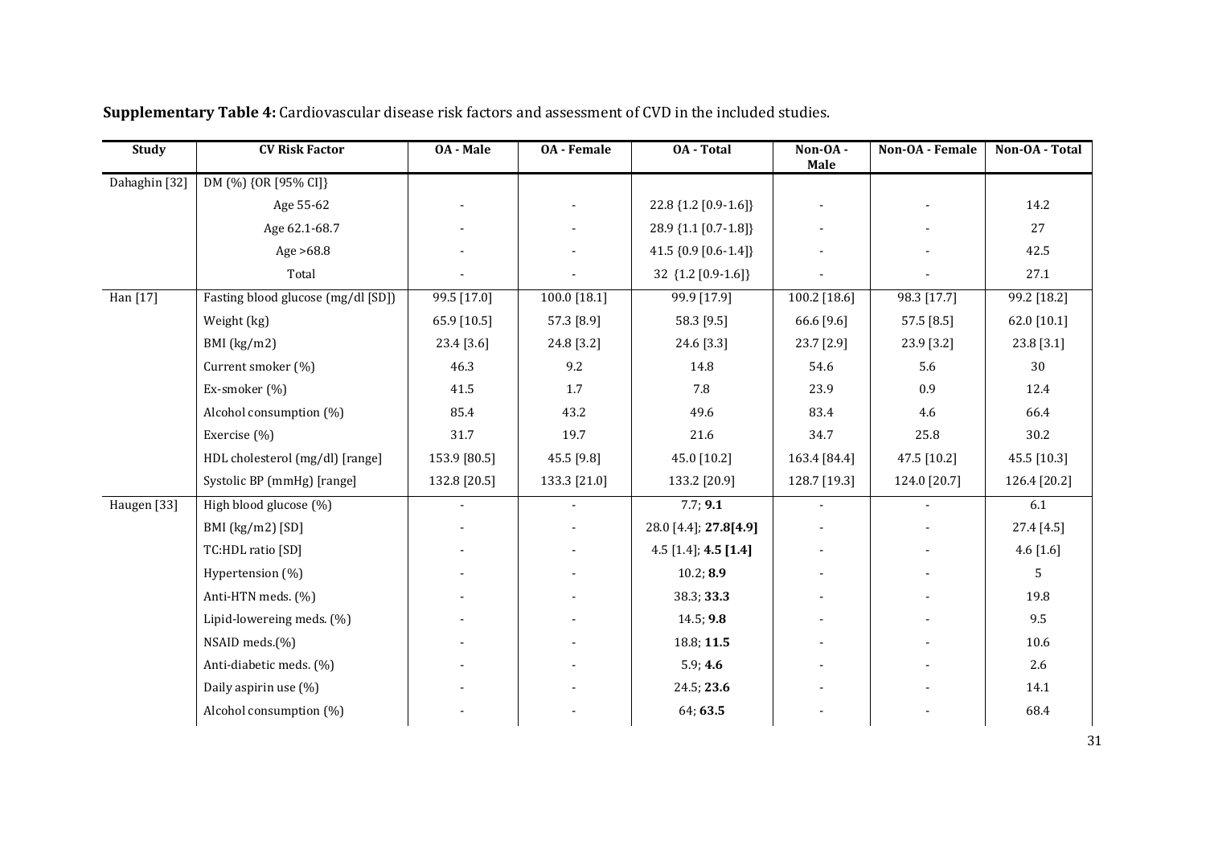**Supplementary Table 4:** Cardiovascular disease risk factors and assessment of CVD in the included studies.

| Study | CV Risk Factor | OA - Male | OA - Female | OA - Total | Non-OA - Male | Non-OA - Female | Non-OA - Total |
|---|---|---|---|---|---|---|---|
| Dahaghin [32] | DM (%) {OR [95% CI]} | | | | | | |
| | Age 55-62 | - | - | 22.8 {1.2 [0.9-1.6]} | - | - | 14.2 |
| | Age 62.1-68.7 | - | - | 28.9 {1.1 [0.7-1.8]} | - | - | 27 |
| | Age >68.8 | - | - | 41.5 {0.9 [0.6-1.4]} | - | - | 42.5 |
| | Total | - | - | 32 {1.2 [0.9-1.6]} | - | - | 27.1 |
| Han [17] | Fasting blood glucose (mg/dl [SD]) | 99.5 [17.0] | 100.0 [18.1] | 99.9 [17.9] | 100.2 [18.6] | 98.3 [17.7] | 99.2 [18.2] |
| | Weight (kg) | 65.9 [10.5] | 57.3 [8.9] | 58.3 [9.5] | 66.6 [9.6] | 57.5 [8.5] | 62.0 [10.1] |
| | BMI (kg/m2) | 23.4 [3.6] | 24.8 [3.2] | 24.6 [3.3] | 23.7 [2.9] | 23.9 [3.2] | 23.8 [3.1] |
| | Current smoker (%) | 46.3 | 9.2 | 14.8 | 54.6 | 5.6 | 30 |
| | Ex-smoker (%) | 41.5 | 1.7 | 7.8 | 23.9 | 0.9 | 12.4 |
| | Alcohol consumption (%) | 85.4 | 43.2 | 49.6 | 83.4 | 4.6 | 66.4 |
| | Exercise (%) | 31.7 | 19.7 | 21.6 | 34.7 | 25.8 | 30.2 |
| | HDL cholesterol (mg/dl) [range] | 153.9 [80.5] | 45.5 [9.8] | 45.0 [10.2] | 163.4 [84.4] | 47.5 [10.2] | 45.5 [10.3] |
| | Systolic BP (mmHg) [range] | 132.8 [20.5] | 133.3 [21.0] | 133.2 [20.9] | 128.7 [19.3] | 124.0 [20.7] | 126.4 [20.2] |
| Haugen [33] | High blood glucose (%) | - | - | 7.7; **9.1** | - | - | 6.1 |
| | BMI (kg/m2) [SD] | - | - | 28.0 [4.4]; **27.8[4.9]** | - | - | 27.4 [4.5] |
| | TC:HDL ratio [SD] | - | - | 4.5 [1.4]; **4.5 [1.4]** | - | - | 4.6 [1.6] |
| | Hypertension (%) | - | - | 10.2; **8.9** | - | - | 5 |
| | Anti-HTN meds. (%) | - | - | 38.3; **33.3** | - | - | 19.8 |
| | Lipid-lowereing meds. (%) | - | - | 14.5; **9.8** | - | - | 9.5 |
| | NSAID meds.(%) | - | - | 18.8; **11.5** | - | - | 10.6 |
| | Anti-diabetic meds. (%) | - | - | 5.9; **4.6** | - | - | 2.6 |
| | Daily aspirin use (%) | - | - | 24.5; **23.6** | - | - | 14.1 |
| | Alcohol consumption (%) | - | - | 64; **63.5** | - | - | 68.4 |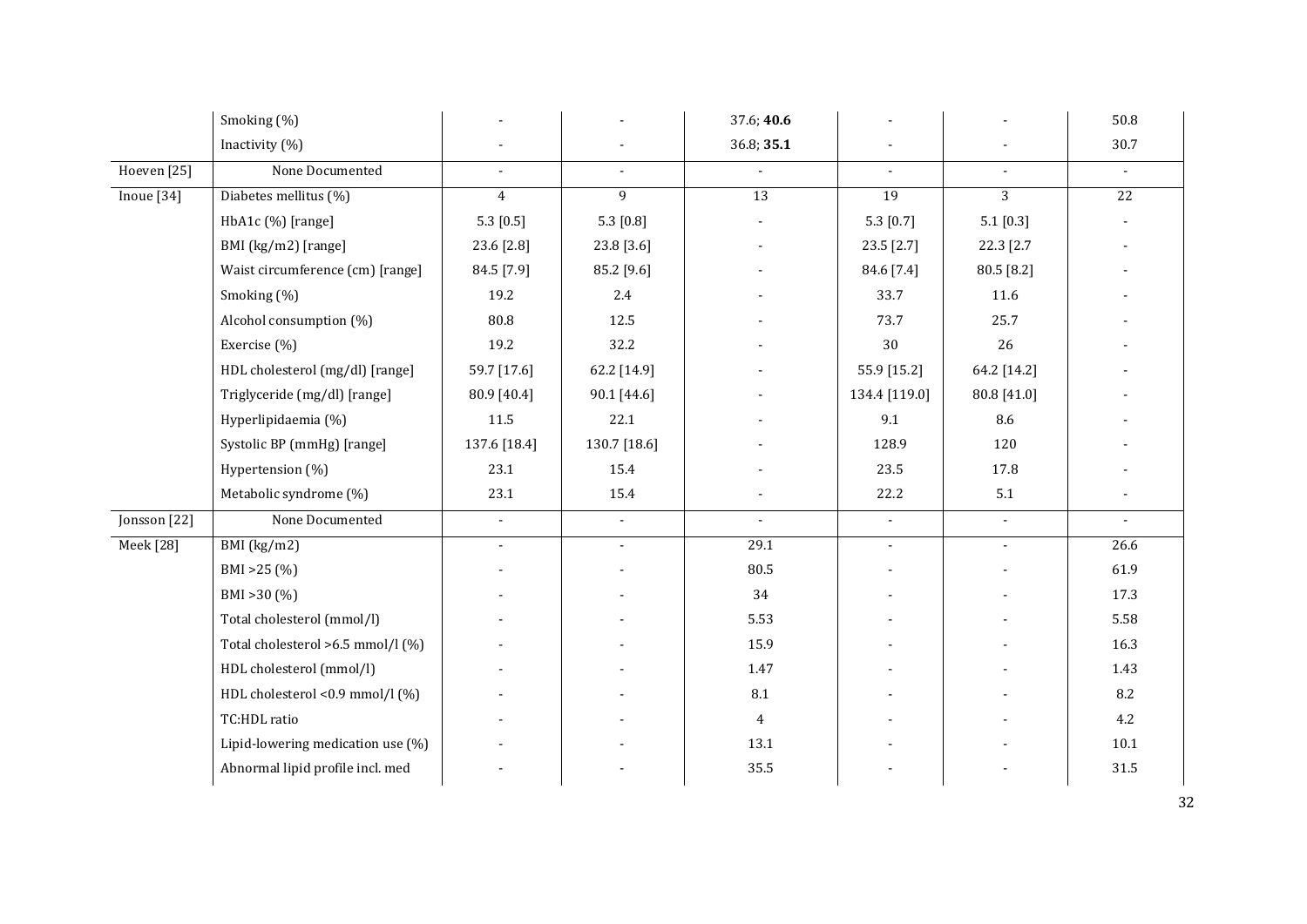| | Smoking (%) | - | - | 37.6; **40.6** | - | - | 50.8 |
|---|---|---|---|---|---|---|---|
| | Inactivity (%) | - | - | 36.8; **35.1** | - | - | 30.7 |
| Hoeven [25] | None Documented | - | - | - | - | - | - |
| Inoue [34] | Diabetes mellitus (%) | 4 | 9 | 13 | 19 | 3 | 22 |
| | HbA1c (%) [range] | 5.3 [0.5] | 5.3 [0.8] | - | 5.3 [0.7] | 5.1 [0.3] | - |
| | BMI (kg/m2) [range] | 23.6 [2.8] | 23.8 [3.6] | - | 23.5 [2.7] | 22.3 [2.7 | - |
| | Waist circumference (cm) [range] | 84.5 [7.9] | 85.2 [9.6] | - | 84.6 [7.4] | 80.5 [8.2] | - |
| | Smoking (%) | 19.2 | 2.4 | - | 33.7 | 11.6 | - |
| | Alcohol consumption (%) | 80.8 | 12.5 | - | 73.7 | 25.7 | - |
| | Exercise (%) | 19.2 | 32.2 | - | 30 | 26 | - |
| | HDL cholesterol (mg/dl) [range] | 59.7 [17.6] | 62.2 [14.9] | - | 55.9 [15.2] | 64.2 [14.2] | - |
| | Triglyceride (mg/dl) [range] | 80.9 [40.4] | 90.1 [44.6] | - | 134.4 [119.0] | 80.8 [41.0] | - |
| | Hyperlipidaemia (%) | 11.5 | 22.1 | - | 9.1 | 8.6 | - |
| | Systolic BP (mmHg) [range] | 137.6 [18.4] | 130.7 [18.6] | - | 128.9 | 120 | - |
| | Hypertension (%) | 23.1 | 15.4 | - | 23.5 | 17.8 | - |
| | Metabolic syndrome (%) | 23.1 | 15.4 | - | 22.2 | 5.1 | - |
| Jonsson [22] | None Documented | - | - | - | - | - | - |
| Meek [28] | BMI (kg/m2) | - | - | 29.1 | - | - | 26.6 |
| | BMI >25 (%) | - | - | 80.5 | - | - | 61.9 |
| | BMI >30 (%) | - | - | 34 | - | - | 17.3 |
| | Total cholesterol (mmol/l) | - | - | 5.53 | - | - | 5.58 |
| | Total cholesterol >6.5 mmol/l (%) | - | - | 15.9 | - | - | 16.3 |
| | HDL cholesterol (mmol/l) | - | - | 1.47 | - | - | 1.43 |
| | HDL cholesterol <0.9 mmol/l (%) | - | - | 8.1 | - | - | 8.2 |
| | TC:HDL ratio | - | - | 4 | - | - | 4.2 |
| | Lipid-lowering medication use (%) | - | - | 13.1 | - | - | 10.1 |
| | Abnormal lipid profile incl. med | - | - | 35.5 | - | - | 31.5 |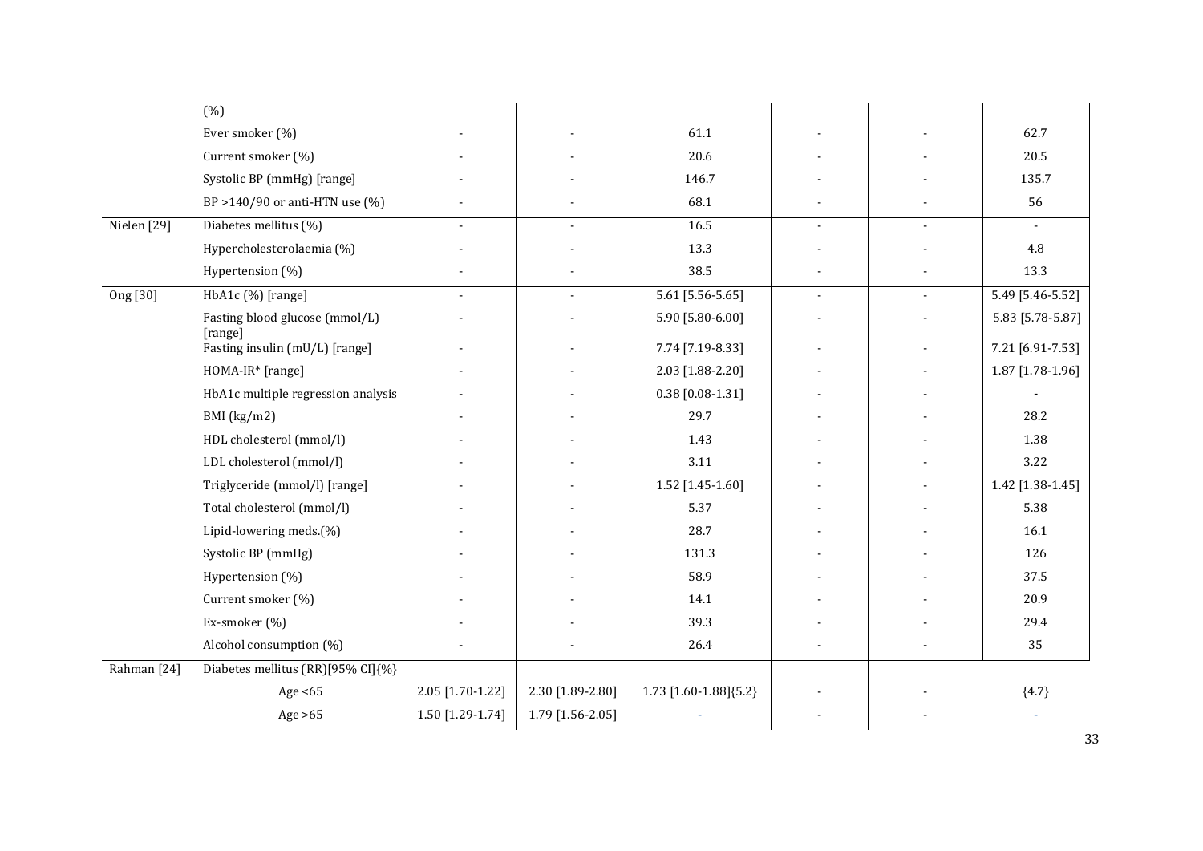| | | | | | | | |
|---|---|---|---|---|---|---|---|
| | (%) | | | | | | |
| | Ever smoker (%) | - | - | 61.1 | - | - | 62.7 |
| | Current smoker (%) | - | - | 20.6 | - | - | 20.5 |
| | Systolic BP (mmHg) [range] | - | - | 146.7 | - | - | 135.7 |
| | BP >140/90 or anti-HTN use (%) | - | - | 68.1 | - | - | 56 |
| Nielen [29] | Diabetes mellitus (%) | - | - | 16.5 | - | - | - |
| | Hypercholesterolaemia (%) | - | - | 13.3 | - | - | 4.8 |
| | Hypertension (%) | - | - | 38.5 | - | - | 13.3 |
| Ong [30] | HbA1c (%) [range] | - | - | 5.61 [5.56-5.65] | - | - | 5.49 [5.46-5.52] |
| | Fasting blood glucose (mmol/L) [range] | - | - | 5.90 [5.80-6.00] | - | - | 5.83 [5.78-5.87] |
| | Fasting insulin (mU/L) [range] | - | - | 7.74 [7.19-8.33] | - | - | 7.21 [6.91-7.53] |
| | HOMA-IR* [range] | - | - | 2.03 [1.88-2.20] | - | - | 1.87 [1.78-1.96] |
| | HbA1c multiple regression analysis | - | - | 0.38 [0.08-1.31] | - | - | - |
| | BMI (kg/m2) | - | - | 29.7 | - | - | 28.2 |
| | HDL cholesterol (mmol/l) | - | - | 1.43 | - | - | 1.38 |
| | LDL cholesterol (mmol/l) | - | - | 3.11 | - | - | 3.22 |
| | Triglyceride (mmol/l) [range] | - | - | 1.52 [1.45-1.60] | - | - | 1.42 [1.38-1.45] |
| | Total cholesterol (mmol/l) | - | - | 5.37 | - | - | 5.38 |
| | Lipid-lowering meds.(%) | - | - | 28.7 | - | - | 16.1 |
| | Systolic BP (mmHg) | - | - | 131.3 | - | - | 126 |
| | Hypertension (%) | - | - | 58.9 | - | - | 37.5 |
| | Current smoker (%) | - | - | 14.1 | - | - | 20.9 |
| | Ex-smoker (%) | - | - | 39.3 | - | - | 29.4 |
| | Alcohol consumption (%) | - | - | 26.4 | - | - | 35 |
| Rahman [24] | Diabetes mellitus (RR)[95% CI]{%} | | | | | | |
| | Age <65 | 2.05 [1.70-1.22] | 2.30 [1.89-2.80] | 1.73 [1.60-1.88]{5.2} | - | - | {4.7} |
| | Age >65 | 1.50 [1.29-1.74] | 1.79 [1.56-2.05] | - | - | - | - |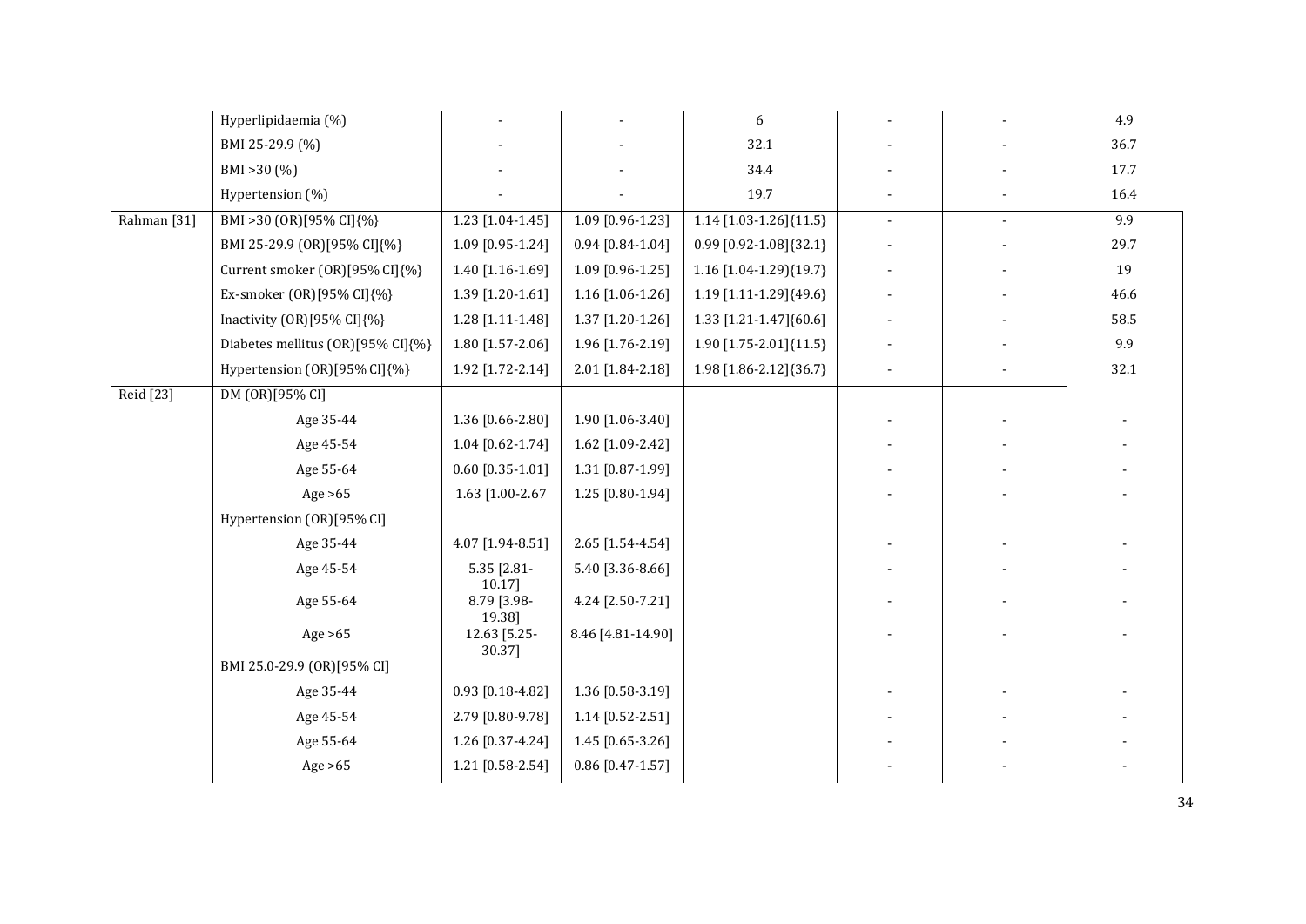| | | | | | | | |
|---|---|---|---|---|---|---|---|
| | Hyperlipidaemia (%) | - | - | 6 | - | - | 4.9 |
| | BMI 25-29.9 (%) | - | - | 32.1 | - | - | 36.7 |
| | BMI >30 (%) | - | - | 34.4 | - | - | 17.7 |
| | Hypertension (%) | - | - | 19.7 | - | - | 16.4 |
| Rahman [31] | BMI >30 (OR)[95% CI]{%} | 1.23 [1.04-1.45] | 1.09 [0.96-1.23] | 1.14 [1.03-1.26]{11.5} | - | - | 9.9 |
| | BMI 25-29.9 (OR)[95% CI]{%} | 1.09 [0.95-1.24] | 0.94 [0.84-1.04] | 0.99 [0.92-1.08]{32.1} | - | - | 29.7 |
| | Current smoker (OR)[95% CI]{%} | 1.40 [1.16-1.69] | 1.09 [0.96-1.25] | 1.16 [1.04-1.29]{19.7} | - | - | 19 |
| | Ex-smoker (OR)[95% CI]{%} | 1.39 [1.20-1.61] | 1.16 [1.06-1.26] | 1.19 [1.11-1.29]{49.6} | - | - | 46.6 |
| | Inactivity (OR)[95% CI]{%} | 1.28 [1.11-1.48] | 1.37 [1.20-1.26] | 1.33 [1.21-1.47]{60.6] | - | - | 58.5 |
| | Diabetes mellitus (OR)[95% CI]{%} | 1.80 [1.57-2.06] | 1.96 [1.76-2.19] | 1.90 [1.75-2.01]{11.5} | - | - | 9.9 |
| | Hypertension (OR)[95% CI]{%} | 1.92 [1.72-2.14] | 2.01 [1.84-2.18] | 1.98 [1.86-2.12]{36.7} | - | - | 32.1 |
| Reid [23] | DM (OR)[95% CI] | | | | | | |
| | Age 35-44 | 1.36 [0.66-2.80] | 1.90 [1.06-3.40] | | - | - | - |
| | Age 45-54 | 1.04 [0.62-1.74] | 1.62 [1.09-2.42] | | - | - | - |
| | Age 55-64 | 0.60 [0.35-1.01] | 1.31 [0.87-1.99] | | - | - | - |
| | Age >65 | 1.63 [1.00-2.67 | 1.25 [0.80-1.94] | | - | - | - |
| | Hypertension (OR)[95% CI] | | | | | | |
| | Age 35-44 | 4.07 [1.94-8.51] | 2.65 [1.54-4.54] | | - | - | - |
| | Age 45-54 | 5.35 [2.81-10.17] | 5.40 [3.36-8.66] | | - | - | - |
| | Age 55-64 | 8.79 [3.98-19.38] | 4.24 [2.50-7.21] | | - | - | - |
| | Age >65 | 12.63 [5.25-30.37] | 8.46 [4.81-14.90] | | - | - | - |
| | BMI 25.0-29.9 (OR)[95% CI] | | | | | | |
| | Age 35-44 | 0.93 [0.18-4.82] | 1.36 [0.58-3.19] | | - | - | - |
| | Age 45-54 | 2.79 [0.80-9.78] | 1.14 [0.52-2.51] | | - | - | - |
| | Age 55-64 | 1.26 [0.37-4.24] | 1.45 [0.65-3.26] | | - | - | - |
| | Age >65 | 1.21 [0.58-2.54] | 0.86 [0.47-1.57] | | - | - | - |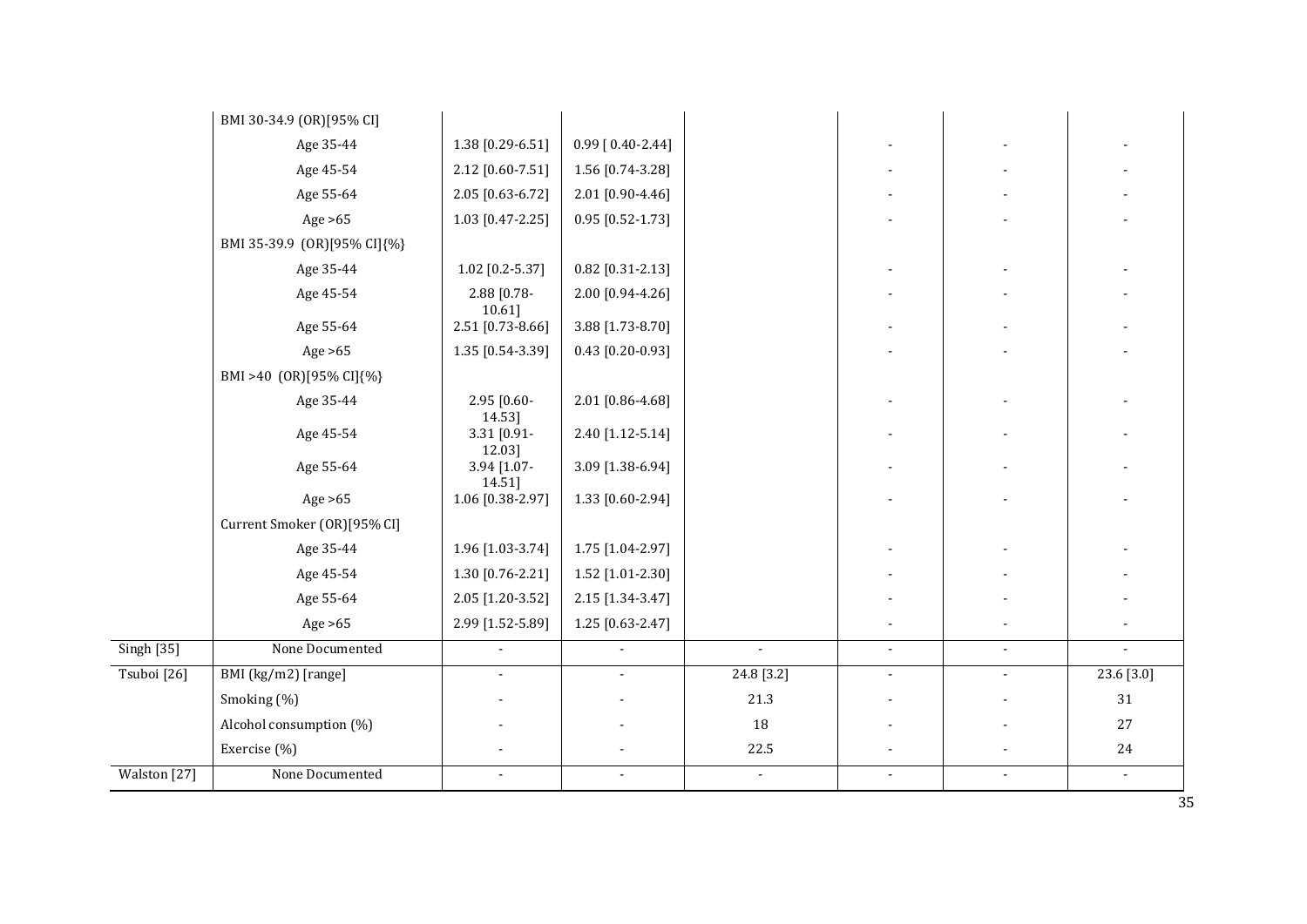| | | | | | | | |
|---|---|---|---|---|---|---|---|
| | BMI 30-34.9 (OR)[95% CI] | | | | | | |
| | Age 35-44 | 1.38 [0.29-6.51] | 0.99 [ 0.40-2.44] | | - | - | - |
| | Age 45-54 | 2.12 [0.60-7.51] | 1.56 [0.74-3.28] | | - | - | - |
| | Age 55-64 | 2.05 [0.63-6.72] | 2.01 [0.90-4.46] | | - | - | - |
| | Age >65 | 1.03 [0.47-2.25] | 0.95 [0.52-1.73] | | - | - | - |
| | BMI 35-39.9 (OR)[95% CI]{%} | | | | | | |
| | Age 35-44 | 1.02 [0.2-5.37] | 0.82 [0.31-2.13] | | - | - | - |
| | Age 45-54 | 2.88 [0.78-10.61] | 2.00 [0.94-4.26] | | - | - | - |
| | Age 55-64 | 2.51 [0.73-8.66] | 3.88 [1.73-8.70] | | - | - | - |
| | Age >65 | 1.35 [0.54-3.39] | 0.43 [0.20-0.93] | | - | - | - |
| | BMI >40 (OR)[95% CI]{%} | | | | | | |
| | Age 35-44 | 2.95 [0.60-14.53] | 2.01 [0.86-4.68] | | - | - | - |
| | Age 45-54 | 3.31 [0.91-12.03] | 2.40 [1.12-5.14] | | - | - | - |
| | Age 55-64 | 3.94 [1.07-14.51] | 3.09 [1.38-6.94] | | - | - | - |
| | Age >65 | 1.06 [0.38-2.97] | 1.33 [0.60-2.94] | | - | - | - |
| | Current Smoker (OR)[95% CI] | | | | | | |
| | Age 35-44 | 1.96 [1.03-3.74] | 1.75 [1.04-2.97] | | - | - | - |
| | Age 45-54 | 1.30 [0.76-2.21] | 1.52 [1.01-2.30] | | - | - | - |
| | Age 55-64 | 2.05 [1.20-3.52] | 2.15 [1.34-3.47] | | - | - | - |
| | Age >65 | 2.99 [1.52-5.89] | 1.25 [0.63-2.47] | | - | - | - |
| Singh [35] | None Documented | - | - | - | - | - | - |
| Tsuboi [26] | BMI (kg/m2) [range] | - | - | 24.8 [3.2] | - | - | 23.6 [3.0] |
| | Smoking (%) | - | - | 21.3 | - | - | 31 |
| | Alcohol consumption (%) | - | - | 18 | - | - | 27 |
| | Exercise (%) | - | - | 22.5 | - | - | 24 |
| Walston [27] | None Documented | - | - | - | - | - | - |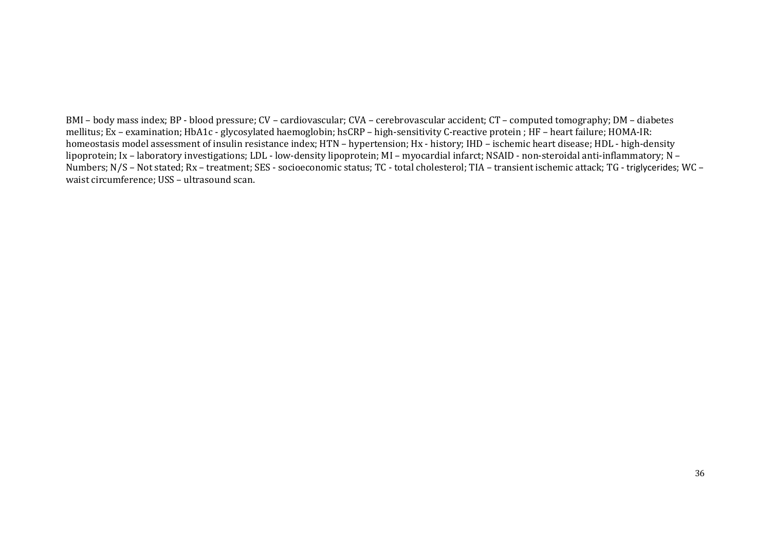BMI – body mass index; BP - blood pressure; CV – cardiovascular; CVA – cerebrovascular accident; CT – computed tomography; DM – diabetes mellitus; Ex – examination; HbA1c - glycosylated haemoglobin; hsCRP – high-sensitivity C-reactive protein ; HF – heart failure; HOMA-IR: homeostasis model assessment of insulin resistance index; HTN – hypertension; Hx - history; IHD – ischemic heart disease; HDL - high-density lipoprotein; Ix – laboratory investigations; LDL - low-density lipoprotein; MI – myocardial infarct; NSAID - non-steroidal anti-inflammatory; N – Numbers; N/S – Not stated; Rx – treatment; SES - socioeconomic status; TC - total cholesterol; TIA – transient ischemic attack; TG - triglycerides; WC – waist circumference; USS – ultrasound scan.